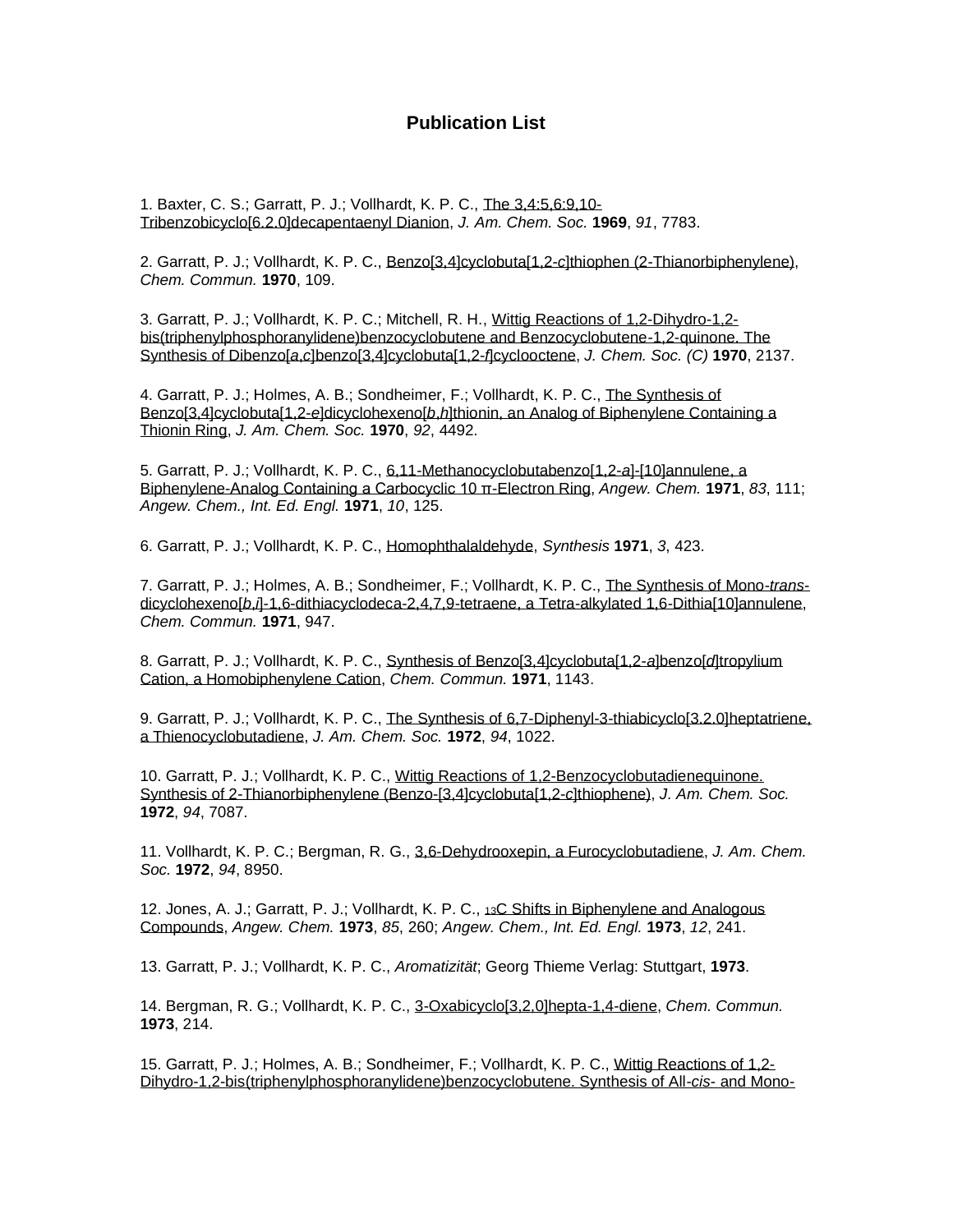# Publication List

1. Baxter, C. S.; Garratt, P. J.; Vollhardt, K. P. C., The 3,4:5,6:9,10-Tribenzobicyclo[6.2.0]decapentaenyl Dianion, *J. Am. Chem. Soc.* **1969**, *91*, 7783.

2. Garratt, P. J.; Vollhardt, K. P. C., Benzo[3,4]cyclobuta[1,2-*c*]thiophen (2-Thianorbiphenylene), *Chem. Commun.* **1970**, 109.

3. Garratt, P. J.; Vollhardt, K. P. C.; Mitchell, R. H., Wittig Reactions of 1,2-Dihydro-1,2-bis(triphenylphosphoranylidene)benzocyclobutene and Benzocyclobutene-1,2-quinone. The Synthesis of Dibenzo[*a*,*c*]benzo[3,4]cyclobuta[1,2-*f*]cyclooctene, *J. Chem. Soc. (C)* **1970**, 2137.

4. Garratt, P. J.; Holmes, A. B.; Sondheimer, F.; Vollhardt, K. P. C., The Synthesis of Benzo[3,4]cyclobuta[1,2-*e*]dicyclohexeno[*b*,*h*]thionin, an Analog of Biphenylene Containing a Thionin Ring, *J. Am. Chem. Soc.* **1970**, *92*, 4492.

5. Garratt, P. J.; Vollhardt, K. P. C., 6,11-Methanocyclobutabenzo[1,2-*a*]-[10]annulene, a Biphenylene-Analog Containing a Carbocyclic 10 π-Electron Ring, *Angew. Chem.* **1971**, *83*, 111; *Angew. Chem., Int. Ed. Engl.* **1971**, *10*, 125.

6. Garratt, P. J.; Vollhardt, K. P. C., Homophthalaldehyde, *Synthesis* **1971**, *3*, 423.

7. Garratt, P. J.; Holmes, A. B.; Sondheimer, F.; Vollhardt, K. P. C., The Synthesis of Mono-*trans*-dicyclohexeno[*b*,*i*]-1,6-dithiacyclodeca-2,4,7,9-tetraene, a Tetra-alkylated 1,6-Dithia[10]annulene, *Chem. Commun.* **1971**, 947.

8. Garratt, P. J.; Vollhardt, K. P. C., Synthesis of Benzo[3,4]cyclobuta[1,2-*a*]benzo[*d*]tropylium Cation, a Homobiphenylene Cation, *Chem. Commun.* **1971**, 1143.

9. Garratt, P. J.; Vollhardt, K. P. C., The Synthesis of 6,7-Diphenyl-3-thiabicyclo[3.2.0]heptatriene, a Thienocyclobutadiene, *J. Am. Chem. Soc.* **1972**, *94*, 1022.

10. Garratt, P. J.; Vollhardt, K. P. C., Wittig Reactions of 1,2-Benzocyclobutadienequinone. Synthesis of 2-Thianorbiphenylene (Benzo-[3,4]cyclobuta[1,2-c]thiophene), *J. Am. Chem. Soc.* **1972**, *94*, 7087.

11. Vollhardt, K. P. C.; Bergman, R. G., 3,6-Dehydrooxepin, a Furocyclobutadiene, *J. Am. Chem. Soc.* **1972**, *94*, 8950.

12. Jones, A. J.; Garratt, P. J.; Vollhardt, K. P. C., $^{13}$C Shifts in Biphenylene and Analogous Compounds, *Angew. Chem.* **1973**, *85*, 260; *Angew. Chem., Int. Ed. Engl.* **1973**, *12*, 241.

13. Garratt, P. J.; Vollhardt, K. P. C., *Aromatizität*; Georg Thieme Verlag: Stuttgart, **1973**.

14. Bergman, R. G.; Vollhardt, K. P. C., 3-Oxabicyclo[3,2,0]hepta-1,4-diene, *Chem. Commun.* **1973**, 214.

15. Garratt, P. J.; Holmes, A. B.; Sondheimer, F.; Vollhardt, K. P. C., Wittig Reactions of 1,2-Dihydro-1,2-bis(triphenylphosphoranylidene)benzocyclobutene. Synthesis of All-*cis*- and Mono-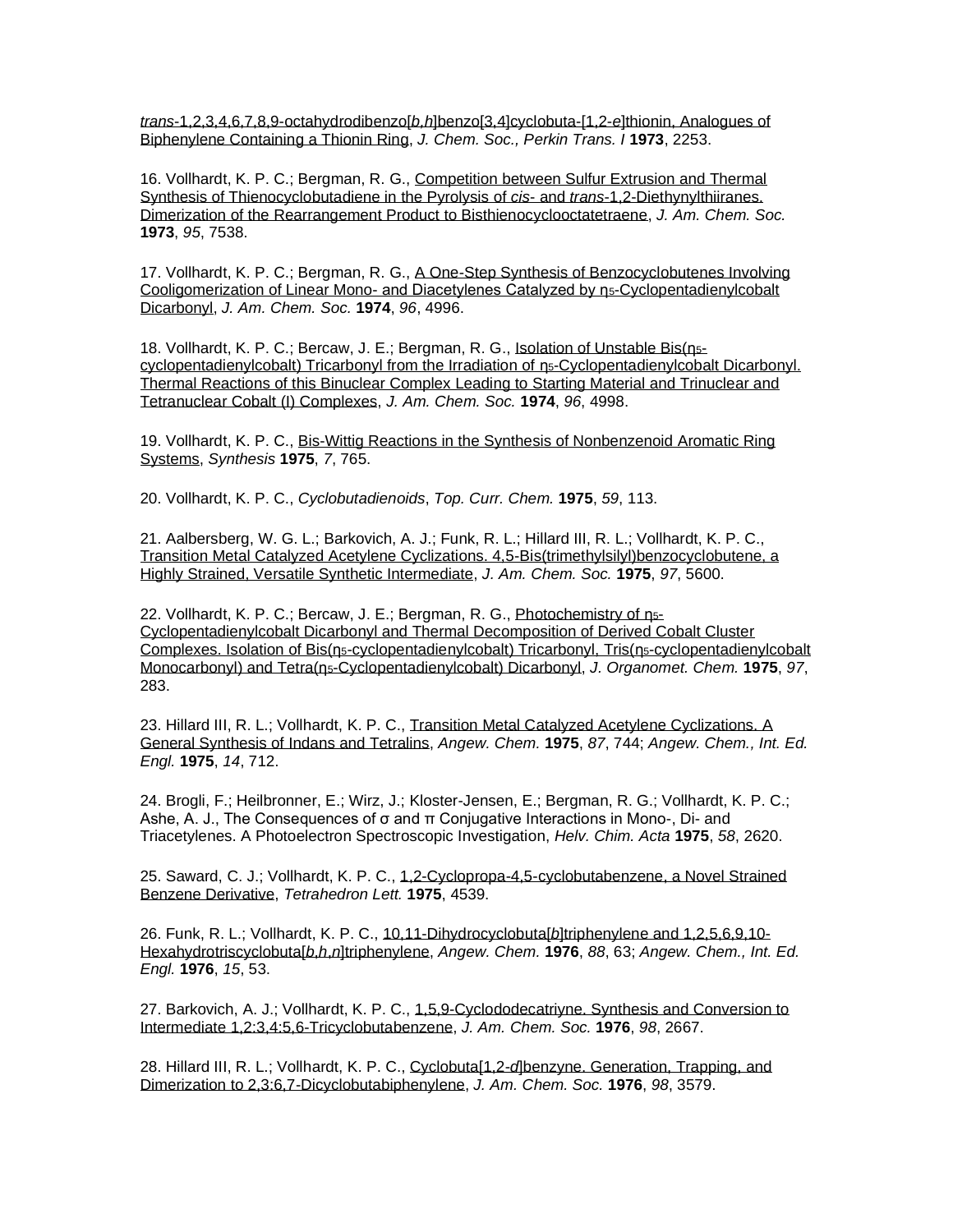*trans*-1,2,3,4,6,7,8,9-octahydrodibenzo[*b,h*]benzo[3,4]cyclobuta-[1,2-*e*]thionin, Analogues of Biphenylene Containing a Thionin Ring, *J. Chem. Soc., Perkin Trans. I* **1973**, 2253.

16. Vollhardt, K. P. C.; Bergman, R. G., Competition between Sulfur Extrusion and Thermal Synthesis of Thienocyclobutadiene in the Pyrolysis of *cis*- and *trans*-1,2-Diethynylthiiranes. Dimerization of the Rearrangement Product to Bisthienocyclooctatetraene, *J. Am. Chem. Soc.* **1973**, *95*, 7538.

17. Vollhardt, K. P. C.; Bergman, R. G., A One-Step Synthesis of Benzocyclobutenes Involving Cooligomerization of Linear Mono- and Diacetylenes Catalyzed by $\eta_5$-Cyclopentadienylcobalt Dicarbonyl, *J. Am. Chem. Soc.* **1974**, *96*, 4996.

18. Vollhardt, K. P. C.; Bercaw, J. E.; Bergman, R. G., Isolation of Unstable Bis($\eta_5$-cyclopentadienylcobalt) Tricarbonyl from the Irradiation of $\eta_5$-Cyclopentadienylcobalt Dicarbonyl. Thermal Reactions of this Binuclear Complex Leading to Starting Material and Trinuclear and Tetranuclear Cobalt (I) Complexes, *J. Am. Chem. Soc.* **1974**, *96*, 4998.

19. Vollhardt, K. P. C., Bis-Wittig Reactions in the Synthesis of Nonbenzenoid Aromatic Ring Systems, *Synthesis* **1975**, *7*, 765.

20. Vollhardt, K. P. C., *Cyclobutadienoids*, *Top. Curr. Chem.* **1975**, *59*, 113.

21. Aalbersberg, W. G. L.; Barkovich, A. J.; Funk, R. L.; Hillard III, R. L.; Vollhardt, K. P. C., Transition Metal Catalyzed Acetylene Cyclizations. 4,5-Bis(trimethylsilyl)benzocyclobutene, a Highly Strained, Versatile Synthetic Intermediate, *J. Am. Chem. Soc.* **1975**, *97*, 5600.

22. Vollhardt, K. P. C.; Bercaw, J. E.; Bergman, R. G., Photochemistry of $\eta_5$-Cyclopentadienylcobalt Dicarbonyl and Thermal Decomposition of Derived Cobalt Cluster Complexes. Isolation of Bis($\eta_5$-cyclopentadienylcobalt) Tricarbonyl, Tris($\eta_5$-cyclopentadienylcobalt Monocarbonyl) and Tetra($\eta_5$-Cyclopentadienylcobalt) Dicarbonyl, *J. Organomet. Chem.* **1975**, *97*, 283.

23. Hillard III, R. L.; Vollhardt, K. P. C., Transition Metal Catalyzed Acetylene Cyclizations. A General Synthesis of Indans and Tetralins, *Angew. Chem.* **1975**, *87*, 744; *Angew. Chem., Int. Ed. Engl.* **1975**, *14*, 712.

24. Brogli, F.; Heilbronner, E.; Wirz, J.; Kloster-Jensen, E.; Bergman, R. G.; Vollhardt, K. P. C.; Ashe, A. J., The Consequences of σ and π Conjugative Interactions in Mono-, Di- and Triacetylenes. A Photoelectron Spectroscopic Investigation, *Helv. Chim. Acta* **1975**, *58*, 2620.

25. Saward, C. J.; Vollhardt, K. P. C., 1,2-Cyclopropa-4,5-cyclobutabenzene, a Novel Strained Benzene Derivative, *Tetrahedron Lett.* **1975**, 4539.

26. Funk, R. L.; Vollhardt, K. P. C., 10,11-Dihydrocyclobuta[*b*]triphenylene and 1,2,5,6,9,10-Hexahydrotriscyclobuta[*b,h,n*]triphenylene, *Angew. Chem.* **1976**, *88*, 63; *Angew. Chem., Int. Ed. Engl.* **1976**, *15*, 53.

27. Barkovich, A. J.; Vollhardt, K. P. C., 1,5,9-Cyclododecatriyne. Synthesis and Conversion to Intermediate 1,2:3,4:5,6-Tricyclobutabenzene, *J. Am. Chem. Soc.* **1976**, *98*, 2667.

28. Hillard III, R. L.; Vollhardt, K. P. C., Cyclobuta[1,2-*d*]benzyne. Generation, Trapping, and Dimerization to 2,3:6,7-Dicyclobutabiphenylene, *J. Am. Chem. Soc.* **1976**, *98*, 3579.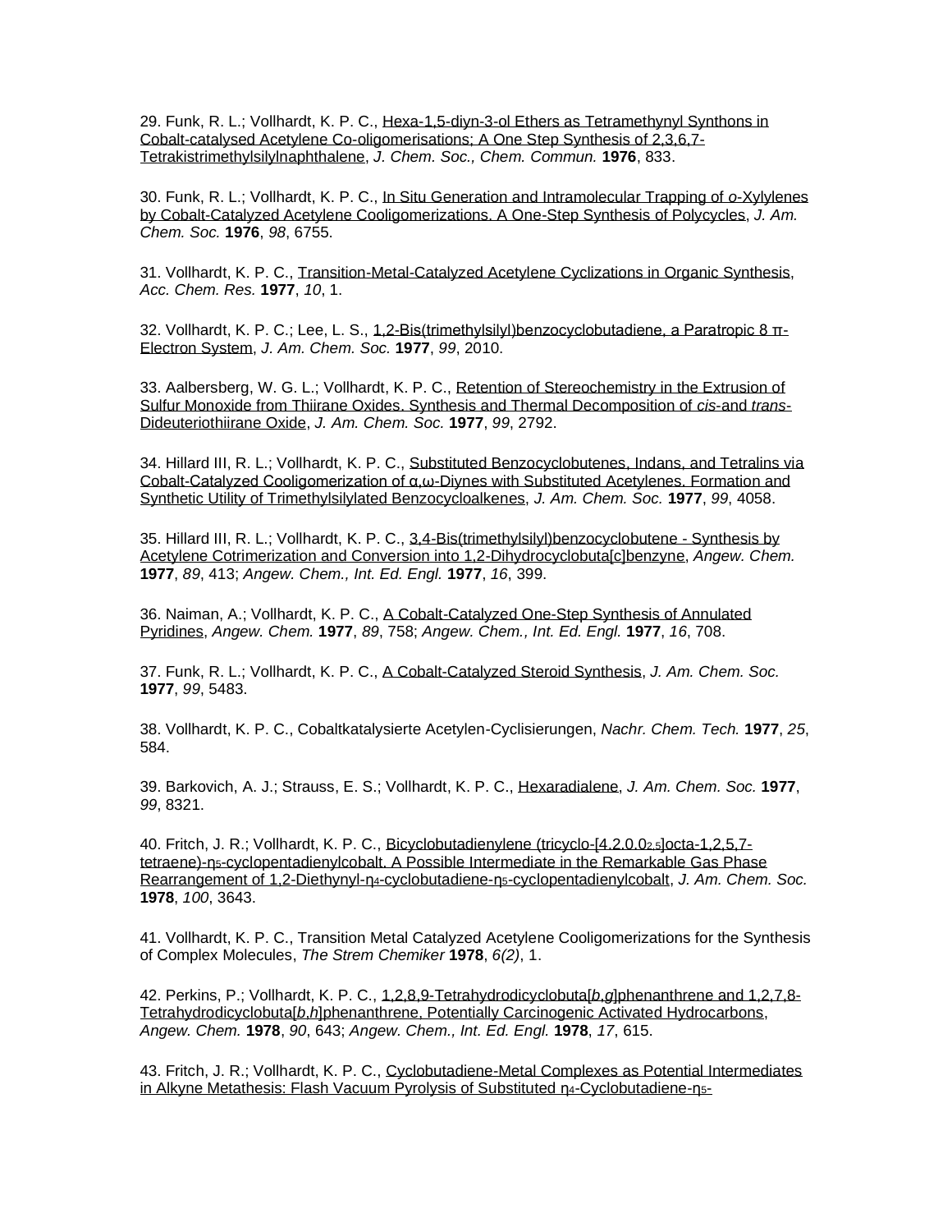29. Funk, R. L.; Vollhardt, K. P. C., Hexa-1,5-diyn-3-ol Ethers as Tetramethynyl Synthons in Cobalt-catalysed Acetylene Co-oligomerisations; A One Step Synthesis of 2,3,6,7-Tetrakistrimethylsilylnaphthalene, *J. Chem. Soc., Chem. Commun.* **1976**, 833.

30. Funk, R. L.; Vollhardt, K. P. C., In Situ Generation and Intramolecular Trapping of *o*-Xylylenes by Cobalt-Catalyzed Acetylene Cooligomerizations. A One-Step Synthesis of Polycycles, *J. Am. Chem. Soc.* **1976**, *98*, 6755.

31. Vollhardt, K. P. C., Transition-Metal-Catalyzed Acetylene Cyclizations in Organic Synthesis, *Acc. Chem. Res.* **1977**, *10*, 1.

32. Vollhardt, K. P. C.; Lee, L. S., 1,2-Bis(trimethylsilyl)benzocyclobutadiene, a Paratropic 8 π-Electron System, *J. Am. Chem. Soc.* **1977**, *99*, 2010.

33. Aalbersberg, W. G. L.; Vollhardt, K. P. C., Retention of Stereochemistry in the Extrusion of Sulfur Monoxide from Thiirane Oxides. Synthesis and Thermal Decomposition of *cis*-and *trans*-Dideuteriothiirane Oxide, *J. Am. Chem. Soc.* **1977**, *99*, 2792.

34. Hillard III, R. L.; Vollhardt, K. P. C., Substituted Benzocyclobutenes, Indans, and Tetralins via Cobalt-Catalyzed Cooligomerization of α,ω-Diynes with Substituted Acetylenes. Formation and Synthetic Utility of Trimethylsilylated Benzocycloalkenes, *J. Am. Chem. Soc.* **1977**, *99*, 4058.

35. Hillard III, R. L.; Vollhardt, K. P. C., 3,4-Bis(trimethylsilyl)benzocyclobutene - Synthesis by Acetylene Cotrimerization and Conversion into 1,2-Dihydrocyclobuta[c]benzyne, *Angew. Chem.* **1977**, *89*, 413; *Angew. Chem., Int. Ed. Engl.* **1977**, *16*, 399.

36. Naiman, A.; Vollhardt, K. P. C., A Cobalt-Catalyzed One-Step Synthesis of Annulated Pyridines, *Angew. Chem.* **1977**, *89*, 758; *Angew. Chem., Int. Ed. Engl.* **1977**, *16*, 708.

37. Funk, R. L.; Vollhardt, K. P. C., A Cobalt-Catalyzed Steroid Synthesis, *J. Am. Chem. Soc.* **1977**, *99*, 5483.

38. Vollhardt, K. P. C., Cobaltkatalysierte Acetylen-Cyclisierungen, *Nachr. Chem. Tech.* **1977**, *25*, 584.

39. Barkovich, A. J.; Strauss, E. S.; Vollhardt, K. P. C., Hexaradialene, *J. Am. Chem. Soc.* **1977**, *99*, 8321.

40. Fritch, J. R.; Vollhardt, K. P. C., Bicyclobutadienylene (tricyclo-[4.2.0.0$_{2,5}$]octa-1,2,5,7-tetraene)-η$_5$-cyclopentadienylcobalt. A Possible Intermediate in the Remarkable Gas Phase Rearrangement of 1,2-Diethynyl-η$_4$-cyclobutadiene-η$_5$-cyclopentadienylcobalt, *J. Am. Chem. Soc.* **1978**, *100*, 3643.

41. Vollhardt, K. P. C., Transition Metal Catalyzed Acetylene Cooligomerizations for the Synthesis of Complex Molecules, *The Strem Chemiker* **1978**, *6(2)*, 1.

42. Perkins, P.; Vollhardt, K. P. C., 1,2,8,9-Tetrahydrodicyclobuta[*b*,*g*]phenanthrene and 1,2,7,8-Tetrahydrodicyclobuta[*b*,*h*]phenanthrene, Potentially Carcinogenic Activated Hydrocarbons, *Angew. Chem.* **1978**, *90*, 643; *Angew. Chem., Int. Ed. Engl.* **1978**, *17*, 615.

43. Fritch, J. R.; Vollhardt, K. P. C., Cyclobutadiene-Metal Complexes as Potential Intermediates in Alkyne Metathesis: Flash Vacuum Pyrolysis of Substituted η$_4$-Cyclobutadiene-η$_5$-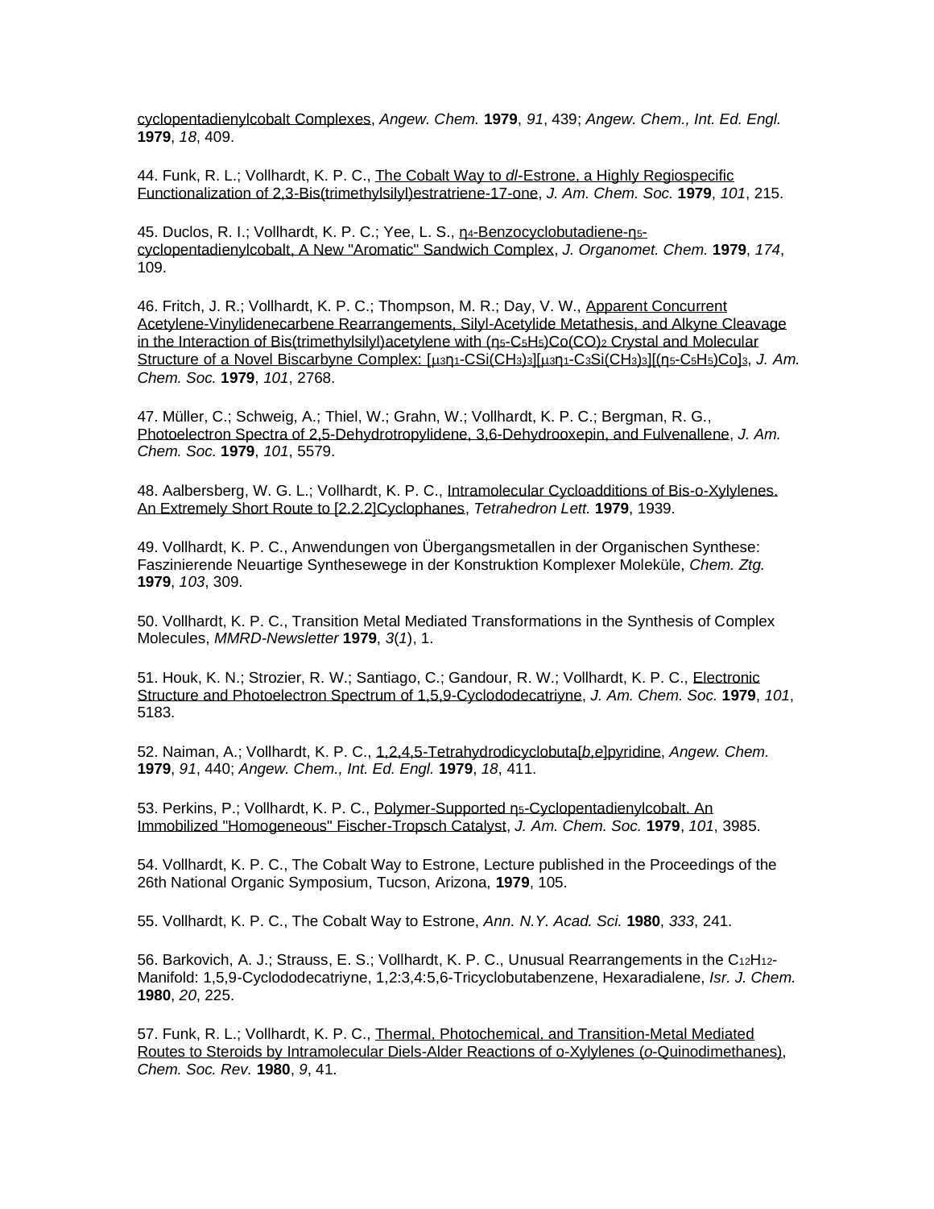cyclopentadienylcobalt Complexes, *Angew. Chem.* **1979**, *91*, 439; *Angew. Chem., Int. Ed. Engl.* **1979**, *18*, 409.

44. Funk, R. L.; Vollhardt, K. P. C., The Cobalt Way to *dl*-Estrone, a Highly Regiospecific Functionalization of 2,3-Bis(trimethylsilyl)estratriene-17-one, *J. Am. Chem. Soc.* **1979**, *101*, 215.

45. Duclos, R. I.; Vollhardt, K. P. C.; Yee, L. S., $\eta_4$-Benzocyclobutadiene-$\eta_5$-cyclopentadienylcobalt, A New "Aromatic" Sandwich Complex, *J. Organomet. Chem.* **1979**, *174*, 109.

46. Fritch, J. R.; Vollhardt, K. P. C.; Thompson, M. R.; Day, V. W., Apparent Concurrent Acetylene-Vinylidenecarbene Rearrangements, Silyl-Acetylide Metathesis, and Alkyne Cleavage in the Interaction of Bis(trimethylsilyl)acetylene with ($\eta_5$-$C_5H_5$)Co(CO)$_2$ Crystal and Molecular Structure of a Novel Biscarbyne Complex: [$\mu_3\eta_1$-CSi(CH$_3$)$_3$][$\mu_3\eta_1$-C$_3$Si(CH$_3$)$_3$][($\eta_5$-$C_5H_5$)Co]$_3$, *J. Am. Chem. Soc.* **1979**, *101*, 2768.

47. Müller, C.; Schweig, A.; Thiel, W.; Grahn, W.; Vollhardt, K. P. C.; Bergman, R. G., Photoelectron Spectra of 2,5-Dehydrotropylidene, 3,6-Dehydrooxepin, and Fulvenallene, *J. Am. Chem. Soc.* **1979**, *101*, 5579.

48. Aalbersberg, W. G. L.; Vollhardt, K. P. C., Intramolecular Cycloadditions of Bis-o-Xylylenes. An Extremely Short Route to [2.2.2]Cyclophanes, *Tetrahedron Lett.* **1979**, 1939.

49. Vollhardt, K. P. C., Anwendungen von Übergangsmetallen in der Organischen Synthese: Faszinierende Neuartige Synthesewege in der Konstruktion Komplexer Moleküle, *Chem. Ztg.* **1979**, *103*, 309.

50. Vollhardt, K. P. C., Transition Metal Mediated Transformations in the Synthesis of Complex Molecules, *MMRD-Newsletter* **1979**, *3*(*1*), 1.

51. Houk, K. N.; Strozier, R. W.; Santiago, C.; Gandour, R. W.; Vollhardt, K. P. C., Electronic Structure and Photoelectron Spectrum of 1,5,9-Cyclododecatriyne, *J. Am. Chem. Soc.* **1979**, *101*, 5183.

52. Naiman, A.; Vollhardt, K. P. C., 1,2,4,5-Tetrahydrodicyclobuta[*b*,*e*]pyridine, *Angew. Chem.* **1979**, *91*, 440; *Angew. Chem., Int. Ed. Engl.* **1979**, *18*, 411.

53. Perkins, P.; Vollhardt, K. P. C., Polymer-Supported $\eta_5$-Cyclopentadienylcobalt. An Immobilized "Homogeneous" Fischer-Tropsch Catalyst, *J. Am. Chem. Soc.* **1979**, *101*, 3985.

54. Vollhardt, K. P. C., The Cobalt Way to Estrone, Lecture published in the Proceedings of the 26th National Organic Symposium, Tucson, Arizona, **1979**, 105.

55. Vollhardt, K. P. C., The Cobalt Way to Estrone, *Ann. N.Y. Acad. Sci.* **1980**, *333*, 241.

56. Barkovich, A. J.; Strauss, E. S.; Vollhardt, K. P. C., Unusual Rearrangements in the $C_{12}H_{12}$-Manifold: 1,5,9-Cyclododecatriyne, 1,2:3,4:5,6-Tricyclobutabenzene, Hexaradialene, *Isr. J. Chem.* **1980**, *20*, 225.

57. Funk, R. L.; Vollhardt, K. P. C., Thermal, Photochemical, and Transition-Metal Mediated Routes to Steroids by Intramolecular Diels-Alder Reactions of o-Xylylenes (*o*-Quinodimethanes), *Chem. Soc. Rev.* **1980**, *9*, 41.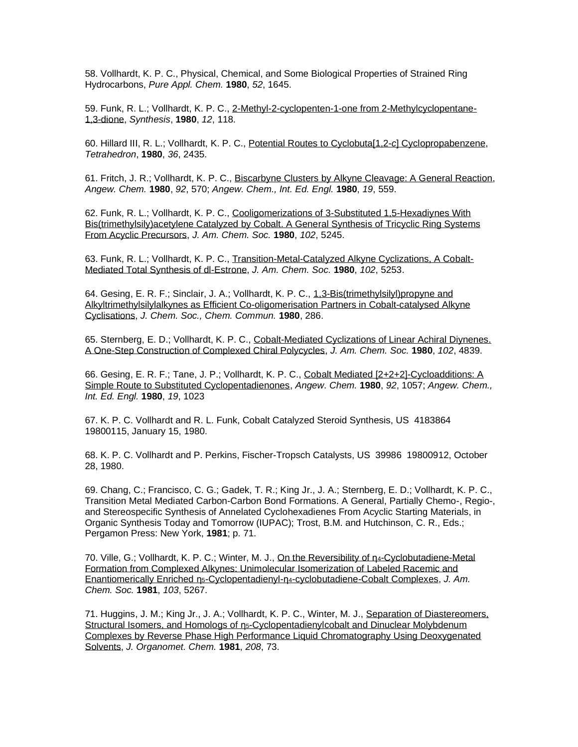58. Vollhardt, K. P. C., Physical, Chemical, and Some Biological Properties of Strained Ring Hydrocarbons, *Pure Appl. Chem.* **1980**, *52*, 1645.

59. Funk, R. L.; Vollhardt, K. P. C., 2-Methyl-2-cyclopenten-1-one from 2-Methylcyclopentane-1,3-dione, *Synthesis*, **1980**, *12*, 118.

60. Hillard III, R. L.; Vollhardt, K. P. C., Potential Routes to Cyclobuta[1,2-*c*] Cyclopropabenzene, *Tetrahedron*, **1980**, *36*, 2435.

61. Fritch, J. R.; Vollhardt, K. P. C., Biscarbyne Clusters by Alkyne Cleavage: A General Reaction, *Angew. Chem.* **1980**, *92*, 570; *Angew. Chem., Int. Ed. Engl.* **1980**, *19*, 559.

62. Funk, R. L.; Vollhardt, K. P. C., Cooligomerizations of 3-Substituted 1,5-Hexadiynes With Bis(trimethylsily)acetylene Catalyzed by Cobalt. A General Synthesis of Tricyclic Ring Systems From Acyclic Precursors, *J. Am. Chem. Soc.* **1980**, *102*, 5245.

63. Funk, R. L.; Vollhardt, K. P. C., Transition-Metal-Catalyzed Alkyne Cyclizations, A Cobalt-Mediated Total Synthesis of dl-Estrone, *J. Am. Chem. Soc.* **1980**, *102*, 5253.

64. Gesing, E. R. F.; Sinclair, J. A.; Vollhardt, K. P. C., 1,3-Bis(trimethylsilyl)propyne and Alkyltrimethylsilylalkynes as Efficient Co-oligomerisation Partners in Cobalt-catalysed Alkyne Cyclisations, *J. Chem. Soc., Chem. Commun.* **1980**, 286.

65. Sternberg, E. D.; Vollhardt, K. P. C., Cobalt-Mediated Cyclizations of Linear Achiral Diynenes. A One-Step Construction of Complexed Chiral Polycycles, *J. Am. Chem. Soc.* **1980**, *102*, 4839.

66. Gesing, E. R. F.; Tane, J. P.; Vollhardt, K. P. C., Cobalt Mediated [2+2+2]-Cycloadditions: A Simple Route to Substituted Cyclopentadienones, *Angew. Chem.* **1980**, *92*, 1057; *Angew. Chem., Int. Ed. Engl.* **1980**, *19*, 1023

67. K. P. C. Vollhardt and R. L. Funk, Cobalt Catalyzed Steroid Synthesis, US 4183864 19800115, January 15, 1980.

68. K. P. C. Vollhardt and P. Perkins, Fischer-Tropsch Catalysts, US 39986 19800912, October 28, 1980.

69. Chang, C.; Francisco, C. G.; Gadek, T. R.; King Jr., J. A.; Sternberg, E. D.; Vollhardt, K. P. C., Transition Metal Mediated Carbon-Carbon Bond Formations. A General, Partially Chemo-, Regio-, and Stereospecific Synthesis of Annelated Cyclohexadienes From Acyclic Starting Materials, in Organic Synthesis Today and Tomorrow (IUPAC); Trost, B.M. and Hutchinson, C. R., Eds.; Pergamon Press: New York, **1981**; p. 71.

70. Ville, G.; Vollhardt, K. P. C.; Winter, M. J., On the Reversibility of $\eta_4$-Cyclobutadiene-Metal Formation from Complexed Alkynes: Unimolecular Isomerization of Labeled Racemic and Enantiomerically Enriched $\eta_5$-Cyclopentadienyl-$\eta_4$-cyclobutadiene-Cobalt Complexes, *J. Am. Chem. Soc.* **1981**, *103*, 5267.

71. Huggins, J. M.; King Jr., J. A.; Vollhardt, K. P. C., Winter, M. J., Separation of Diastereomers, Structural Isomers, and Homologs of $\eta_5$-Cyclopentadienylcobalt and Dinuclear Molybdenum Complexes by Reverse Phase High Performance Liquid Chromatography Using Deoxygenated Solvents, *J. Organomet. Chem.* **1981**, *208*, 73.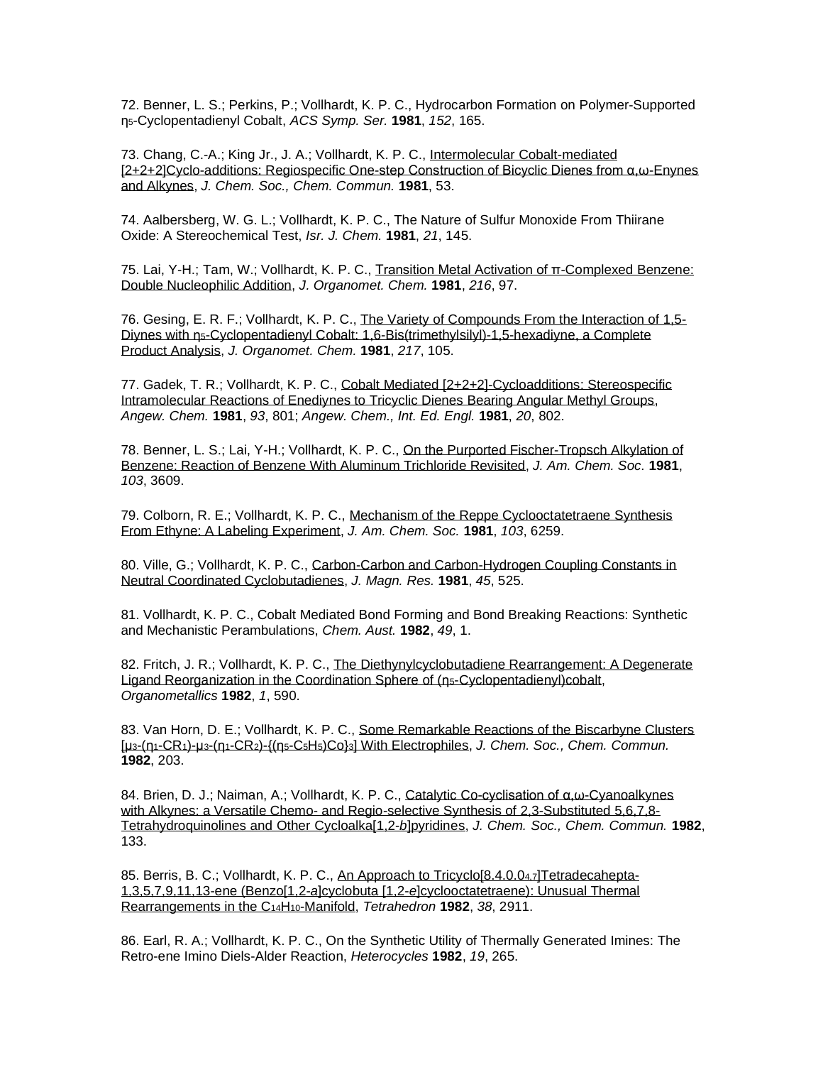72. Benner, L. S.; Perkins, P.; Vollhardt, K. P. C., Hydrocarbon Formation on Polymer-Supported $\eta_5$-Cyclopentadienyl Cobalt, *ACS Symp. Ser.* **1981**, *152*, 165.

73. Chang, C.-A.; King Jr., J. A.; Vollhardt, K. P. C., Intermolecular Cobalt-mediated [2+2+2]Cyclo-additions: Regiospecific One-step Construction of Bicyclic Dienes from α,ω-Enynes and Alkynes, *J. Chem. Soc., Chem. Commun.* **1981**, 53.

74. Aalbersberg, W. G. L.; Vollhardt, K. P. C., The Nature of Sulfur Monoxide From Thiirane Oxide: A Stereochemical Test, *Isr. J. Chem.* **1981**, *21*, 145.

75. Lai, Y-H.; Tam, W.; Vollhardt, K. P. C., Transition Metal Activation of π-Complexed Benzene: Double Nucleophilic Addition, *J. Organomet. Chem.* **1981**, *216*, 97.

76. Gesing, E. R. F.; Vollhardt, K. P. C., The Variety of Compounds From the Interaction of 1,5-Diynes with $\eta_5$-Cyclopentadienyl Cobalt: 1,6-Bis(trimethylsilyl)-1,5-hexadiyne, a Complete Product Analysis, *J. Organomet. Chem.* **1981**, *217*, 105.

77. Gadek, T. R.; Vollhardt, K. P. C., Cobalt Mediated [2+2+2]-Cycloadditions: Stereospecific Intramolecular Reactions of Enediynes to Tricyclic Dienes Bearing Angular Methyl Groups, *Angew. Chem.* **1981**, *93*, 801; *Angew. Chem., Int. Ed. Engl.* **1981**, *20*, 802.

78. Benner, L. S.; Lai, Y-H.; Vollhardt, K. P. C., On the Purported Fischer-Tropsch Alkylation of Benzene: Reaction of Benzene With Aluminum Trichloride Revisited, *J. Am. Chem. Soc*. **1981**, *103*, 3609.

79. Colborn, R. E.; Vollhardt, K. P. C., Mechanism of the Reppe Cyclooctatetraene Synthesis From Ethyne: A Labeling Experiment, *J. Am. Chem. Soc.* **1981**, *103*, 6259.

80. Ville, G.; Vollhardt, K. P. C., Carbon-Carbon and Carbon-Hydrogen Coupling Constants in Neutral Coordinated Cyclobutadienes, *J. Magn. Res.* **1981**, *45*, 525.

81. Vollhardt, K. P. C., Cobalt Mediated Bond Forming and Bond Breaking Reactions: Synthetic and Mechanistic Perambulations, *Chem. Aust.* **1982**, *49*, 1.

82. Fritch, J. R.; Vollhardt, K. P. C., The Diethynylcyclobutadiene Rearrangement: A Degenerate Ligand Reorganization in the Coordination Sphere of ($\eta_5$-Cyclopentadienyl)cobalt, *Organometallics* **1982**, *1*, 590.

83. Van Horn, D. E.; Vollhardt, K. P. C., Some Remarkable Reactions of the Biscarbyne Clusters [$\mu_3$-($\eta_1$-$CR_1$)-$\mu_3$-($\eta_1$-$CR_2$)-{($\eta_5$-$C_5H_5$)Co}$_3$] With Electrophiles, *J. Chem. Soc., Chem. Commun.* **1982**, 203.

84. Brien, D. J.; Naiman, A.; Vollhardt, K. P. C., Catalytic Co-cyclisation of α,ω-Cyanoalkynes with Alkynes: a Versatile Chemo- and Regio-selective Synthesis of 2,3-Substituted 5,6,7,8-Tetrahydroquinolines and Other Cycloalka[1,2-*b*]pyridines, *J. Chem. Soc., Chem. Commun.* **1982**, 133.

85. Berris, B. C.; Vollhardt, K. P. C., An Approach to Tricyclo[8.4.0.0$_{4,7}$]Tetradecahepta-1,3,5,7,9,11,13-ene (Benzo[1,2-*a*]cyclobuta [1,2-*e*]cyclooctatetraene): Unusual Thermal Rearrangements in the $C_{14}H_{10}$-Manifold, *Tetrahedron* **1982**, *38*, 2911.

86. Earl, R. A.; Vollhardt, K. P. C., On the Synthetic Utility of Thermally Generated Imines: The Retro-ene Imino Diels-Alder Reaction, *Heterocycles* **1982**, *19*, 265.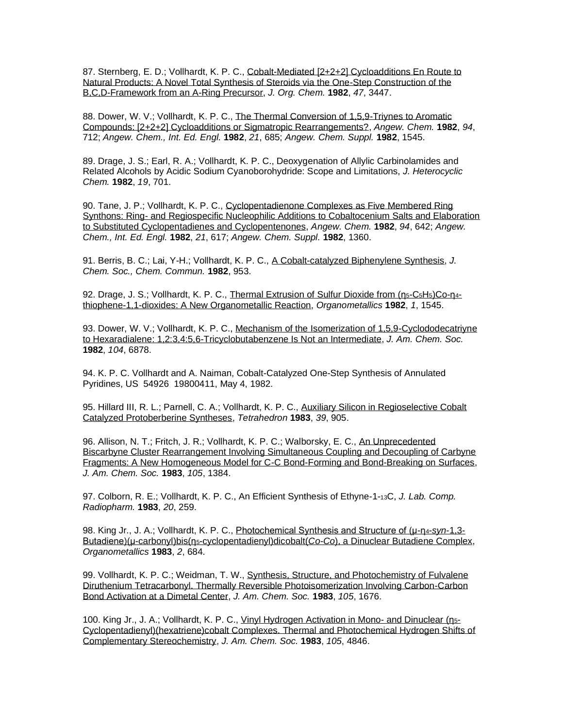87. Sternberg, E. D.; Vollhardt, K. P. C., Cobalt-Mediated [2+2+2] Cycloadditions En Route to Natural Products: A Novel Total Synthesis of Steroids via the One-Step Construction of the B,C,D-Framework from an A-Ring Precursor, *J. Org. Chem.* **1982**, *47*, 3447.

88. Dower, W. V.; Vollhardt, K. P. C., The Thermal Conversion of 1,5,9-Triynes to Aromatic Compounds: [2+2+2] Cycloadditions or Sigmatropic Rearrangements?, *Angew. Chem.* **1982**, *94*, 712; *Angew. Chem., Int. Ed. Engl.* **1982**, *21*, 685; *Angew. Chem. Suppl.* **1982**, 1545.

89. Drage, J. S.; Earl, R. A.; Vollhardt, K. P. C., Deoxygenation of Allylic Carbinolamides and Related Alcohols by Acidic Sodium Cyanoborohydride: Scope and Limitations, *J. Heterocyclic Chem.* **1982**, *19*, 701.

90. Tane, J. P.; Vollhardt, K. P. C., Cyclopentadienone Complexes as Five Membered Ring Synthons: Ring- and Regiospecific Nucleophilic Additions to Cobaltocenium Salts and Elaboration to Substituted Cyclopentadienes and Cyclopentenones, *Angew. Chem.* **1982**, *94*, 642; *Angew. Chem., Int. Ed. Engl.* **1982**, *21*, 617; *Angew. Chem. Suppl.* **1982**, 1360.

91. Berris, B. C.; Lai, Y-H.; Vollhardt, K. P. C., A Cobalt-catalyzed Biphenylene Synthesis, *J. Chem. Soc., Chem. Commun.* **1982**, 953.

92. Drage, J. S.; Vollhardt, K. P. C., Thermal Extrusion of Sulfur Dioxide from ($\eta_5$-$C_5H_5$)Co-$\eta_4$-thiophene-1,1-dioxides: A New Organometallic Reaction, *Organometallics* **1982**, *1*, 1545.

93. Dower, W. V.; Vollhardt, K. P. C., Mechanism of the Isomerization of 1,5,9-Cyclododecatriyne to Hexaradialene: 1,2:3,4:5,6-Tricyclobutabenzene Is Not an Intermediate, *J. Am. Chem. Soc.* **1982**, *104*, 6878.

94. K. P. C. Vollhardt and A. Naiman, Cobalt-Catalyzed One-Step Synthesis of Annulated Pyridines, US 54926 19800411, May 4, 1982.

95. Hillard III, R. L.; Parnell, C. A.; Vollhardt, K. P. C., Auxiliary Silicon in Regioselective Cobalt Catalyzed Protoberberine Syntheses, *Tetrahedron* **1983**, *39*, 905.

96. Allison, N. T.; Fritch, J. R.; Vollhardt, K. P. C.; Walborsky, E. C., An Unprecedented Biscarbyne Cluster Rearrangement Involving Simultaneous Coupling and Decoupling of Carbyne Fragments: A New Homogeneous Model for C-C Bond-Forming and Bond-Breaking on Surfaces, *J. Am. Chem. Soc.* **1983**, *105*, 1384.

97. Colborn, R. E.; Vollhardt, K. P. C., An Efficient Synthesis of Ethyne-1-$_{13}$C, *J. Lab. Comp. Radiopharm.* **1983**, *20*, 259.

98. King Jr., J. A.; Vollhardt, K. P. C., Photochemical Synthesis and Structure of (μ-$\eta_4$-*syn*-1,3-Butadiene)(μ-carbonyl)bis($\eta_5$-cyclopentadienyl)dicobalt(*Co-Co*), a Dinuclear Butadiene Complex, *Organometallics* **1983**, *2*, 684.

99. Vollhardt, K. P. C.; Weidman, T. W., Synthesis, Structure, and Photochemistry of Fulvalene Diruthenium Tetracarbonyl. Thermally Reversible Photoisomerization Involving Carbon-Carbon Bond Activation at a Dimetal Center, *J. Am. Chem. Soc.* **1983**, *105*, 1676.

100. King Jr., J. A.; Vollhardt, K. P. C., Vinyl Hydrogen Activation in Mono- and Dinuclear ($\eta_5$-Cyclopentadienyl)(hexatriene)cobalt Complexes. Thermal and Photochemical Hydrogen Shifts of Complementary Stereochemistry, *J. Am. Chem. Soc.* **1983**, *105*, 4846.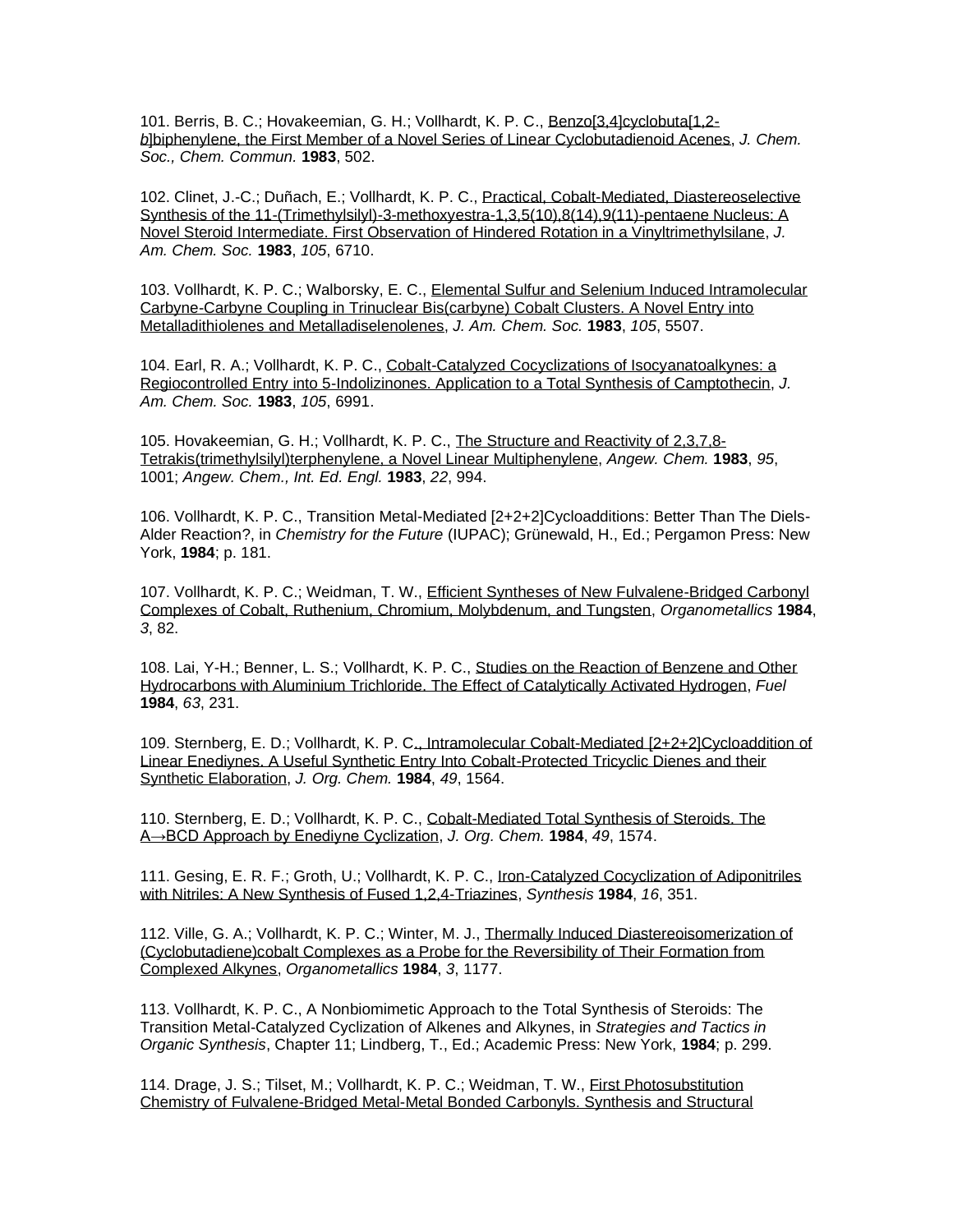101. Berris, B. C.; Hovakeemian, G. H.; Vollhardt, K. P. C., Benzo[3,4]cyclobuta[1,2-*b*]biphenylene, the First Member of a Novel Series of Linear Cyclobutadienoid Acenes, *J. Chem. Soc., Chem. Commun.* **1983**, 502.

102. Clinet, J.-C.; Duñach, E.; Vollhardt, K. P. C., Practical, Cobalt-Mediated, Diastereoselective Synthesis of the 11-(Trimethylsilyl)-3-methoxyestra-1,3,5(10),8(14),9(11)-pentaene Nucleus: A Novel Steroid Intermediate. First Observation of Hindered Rotation in a Vinyltrimethylsilane, *J. Am. Chem. Soc.* **1983**, *105*, 6710.

103. Vollhardt, K. P. C.; Walborsky, E. C., Elemental Sulfur and Selenium Induced Intramolecular Carbyne-Carbyne Coupling in Trinuclear Bis(carbyne) Cobalt Clusters. A Novel Entry into Metalladithiolenes and Metalladiselenolenes, *J. Am. Chem. Soc.* **1983**, *105*, 5507.

104. Earl, R. A.; Vollhardt, K. P. C., Cobalt-Catalyzed Cocyclizations of Isocyanatoalkynes: a Regiocontrolled Entry into 5-Indolizinones. Application to a Total Synthesis of Camptothecin, *J. Am. Chem. Soc.* **1983**, *105*, 6991.

105. Hovakeemian, G. H.; Vollhardt, K. P. C., The Structure and Reactivity of 2,3,7,8-Tetrakis(trimethylsilyl)terphenylene, a Novel Linear Multiphenylene, *Angew. Chem.* **1983**, *95*, 1001; *Angew. Chem., Int. Ed. Engl.* **1983**, *22*, 994.

106. Vollhardt, K. P. C., Transition Metal-Mediated [2+2+2]Cycloadditions: Better Than The Diels-Alder Reaction?, in *Chemistry for the Future* (IUPAC); Grünewald, H., Ed.; Pergamon Press: New York, **1984**; p. 181.

107. Vollhardt, K. P. C.; Weidman, T. W., Efficient Syntheses of New Fulvalene-Bridged Carbonyl Complexes of Cobalt, Ruthenium, Chromium, Molybdenum, and Tungsten, *Organometallics* **1984**, *3*, 82.

108. Lai, Y-H.; Benner, L. S.; Vollhardt, K. P. C., Studies on the Reaction of Benzene and Other Hydrocarbons with Aluminium Trichloride. The Effect of Catalytically Activated Hydrogen, *Fuel* **1984**, *63*, 231.

109. Sternberg, E. D.; Vollhardt, K. P. C., Intramolecular Cobalt-Mediated [2+2+2]Cycloaddition of Linear Enediynes. A Useful Synthetic Entry Into Cobalt-Protected Tricyclic Dienes and their Synthetic Elaboration, *J. Org. Chem.* **1984**, *49*, 1564.

110. Sternberg, E. D.; Vollhardt, K. P. C., Cobalt-Mediated Total Synthesis of Steroids. The A→BCD Approach by Enediyne Cyclization, *J. Org. Chem.* **1984**, *49*, 1574.

111. Gesing, E. R. F.; Groth, U.; Vollhardt, K. P. C., Iron-Catalyzed Cocyclization of Adiponitriles with Nitriles: A New Synthesis of Fused 1,2,4-Triazines, *Synthesis* **1984**, *16*, 351.

112. Ville, G. A.; Vollhardt, K. P. C.; Winter, M. J., Thermally Induced Diastereoisomerization of (Cyclobutadiene)cobalt Complexes as a Probe for the Reversibility of Their Formation from Complexed Alkynes, *Organometallics* **1984**, *3*, 1177.

113. Vollhardt, K. P. C., A Nonbiomimetic Approach to the Total Synthesis of Steroids: The Transition Metal-Catalyzed Cyclization of Alkenes and Alkynes, in *Strategies and Tactics in Organic Synthesis*, Chapter 11; Lindberg, T., Ed.; Academic Press: New York, **1984**; p. 299.

114. Drage, J. S.; Tilset, M.; Vollhardt, K. P. C.; Weidman, T. W., First Photosubstitution Chemistry of Fulvalene-Bridged Metal-Metal Bonded Carbonyls. Synthesis and Structural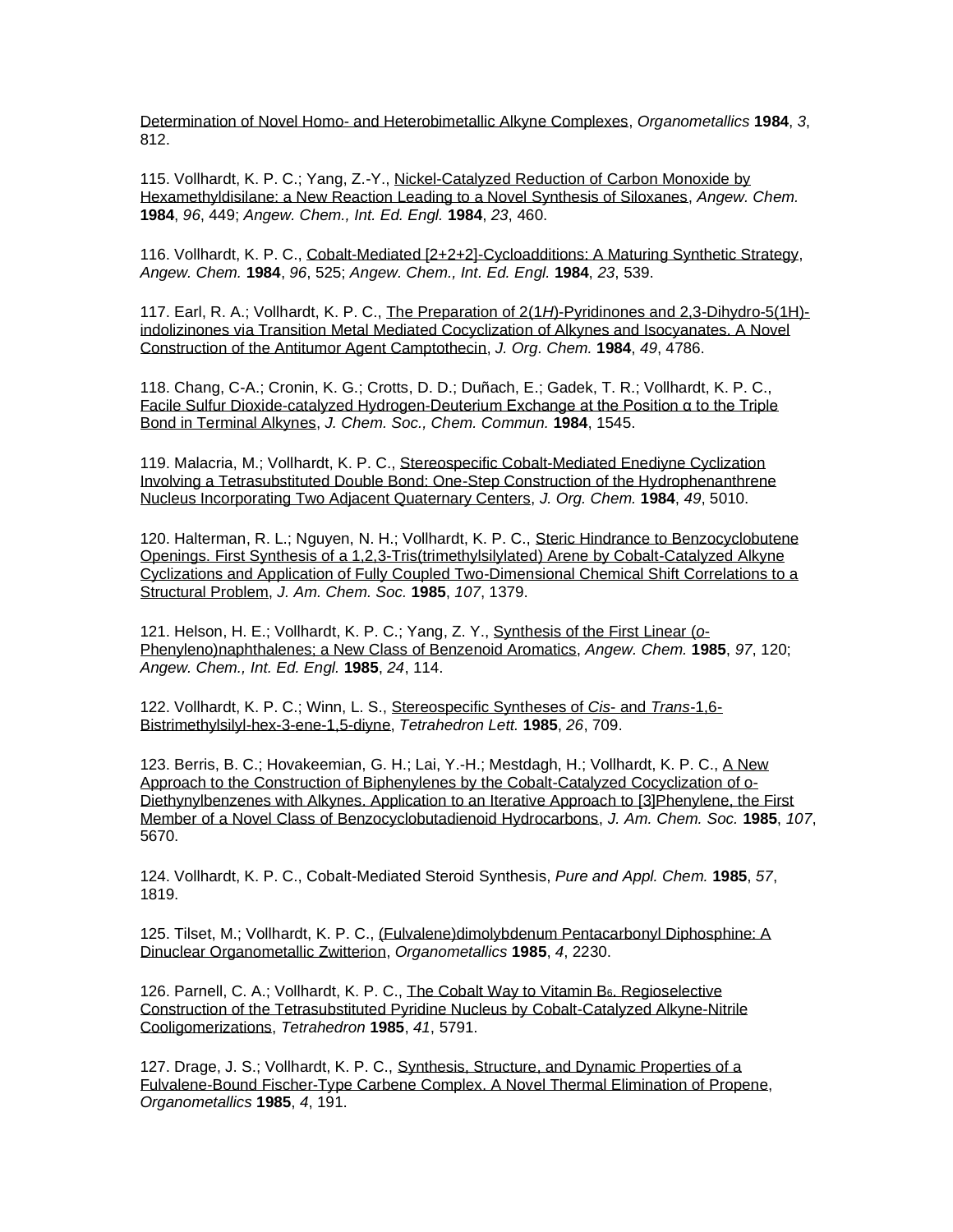Determination of Novel Homo- and Heterobimetallic Alkyne Complexes, *Organometallics* **1984**, *3*, 812.

115. Vollhardt, K. P. C.; Yang, Z.-Y., Nickel-Catalyzed Reduction of Carbon Monoxide by Hexamethyldisilane: a New Reaction Leading to a Novel Synthesis of Siloxanes, *Angew. Chem.* **1984**, *96*, 449; *Angew. Chem., Int. Ed. Engl.* **1984**, *23*, 460.

116. Vollhardt, K. P. C., Cobalt-Mediated [2+2+2]-Cycloadditions: A Maturing Synthetic Strategy, *Angew. Chem.* **1984**, *96*, 525; *Angew. Chem., Int. Ed. Engl.* **1984**, *23*, 539.

117. Earl, R. A.; Vollhardt, K. P. C., The Preparation of 2(1*H*)-Pyridinones and 2,3-Dihydro-5(1H)-indolizinones via Transition Metal Mediated Cocyclization of Alkynes and Isocyanates. A Novel Construction of the Antitumor Agent Camptothecin, *J. Org. Chem.* **1984**, *49*, 4786.

118. Chang, C-A.; Cronin, K. G.; Crotts, D. D.; Duñach, E.; Gadek, T. R.; Vollhardt, K. P. C., Facile Sulfur Dioxide-catalyzed Hydrogen-Deuterium Exchange at the Position α to the Triple Bond in Terminal Alkynes, *J. Chem. Soc., Chem. Commun.* **1984**, 1545.

119. Malacria, M.; Vollhardt, K. P. C., Stereospecific Cobalt-Mediated Enediyne Cyclization Involving a Tetrasubstituted Double Bond: One-Step Construction of the Hydrophenanthrene Nucleus Incorporating Two Adjacent Quaternary Centers, *J. Org. Chem.* **1984**, *49*, 5010.

120. Halterman, R. L.; Nguyen, N. H.; Vollhardt, K. P. C., Steric Hindrance to Benzocyclobutene Openings. First Synthesis of a 1,2,3-Tris(trimethylsilylated) Arene by Cobalt-Catalyzed Alkyne Cyclizations and Application of Fully Coupled Two-Dimensional Chemical Shift Correlations to a Structural Problem, *J. Am. Chem. Soc.* **1985**, *107*, 1379.

121. Helson, H. E.; Vollhardt, K. P. C.; Yang, Z. Y., Synthesis of the First Linear (*o*-Phenyleno)naphthalenes; a New Class of Benzenoid Aromatics, *Angew. Chem.* **1985**, *97*, 120; *Angew. Chem., Int. Ed. Engl.* **1985**, *24*, 114.

122. Vollhardt, K. P. C.; Winn, L. S., Stereospecific Syntheses of *Cis*- and *Trans*-1,6-Bistrimethylsilyl-hex-3-ene-1,5-diyne, *Tetrahedron Lett.* **1985**, *26*, 709.

123. Berris, B. C.; Hovakeemian, G. H.; Lai, Y.-H.; Mestdagh, H.; Vollhardt, K. P. C., A New Approach to the Construction of Biphenylenes by the Cobalt-Catalyzed Cocyclization of o-Diethynylbenzenes with Alkynes. Application to an Iterative Approach to [3]Phenylene, the First Member of a Novel Class of Benzocyclobutadienoid Hydrocarbons, *J. Am. Chem. Soc.* **1985**, *107*, 5670.

124. Vollhardt, K. P. C., Cobalt-Mediated Steroid Synthesis, *Pure and Appl. Chem.* **1985**, *57*, 1819.

125. Tilset, M.; Vollhardt, K. P. C., (Fulvalene)dimolybdenum Pentacarbonyl Diphosphine: A Dinuclear Organometallic Zwitterion, *Organometallics* **1985**, *4*, 2230.

126. Parnell, C. A.; Vollhardt, K. P. C., The Cobalt Way to Vitamin $B_6$. Regioselective Construction of the Tetrasubstituted Pyridine Nucleus by Cobalt-Catalyzed Alkyne-Nitrile Cooligomerizations, *Tetrahedron* **1985**, *41*, 5791.

127. Drage, J. S.; Vollhardt, K. P. C., Synthesis, Structure, and Dynamic Properties of a Fulvalene-Bound Fischer-Type Carbene Complex. A Novel Thermal Elimination of Propene, *Organometallics* **1985**, *4*, 191.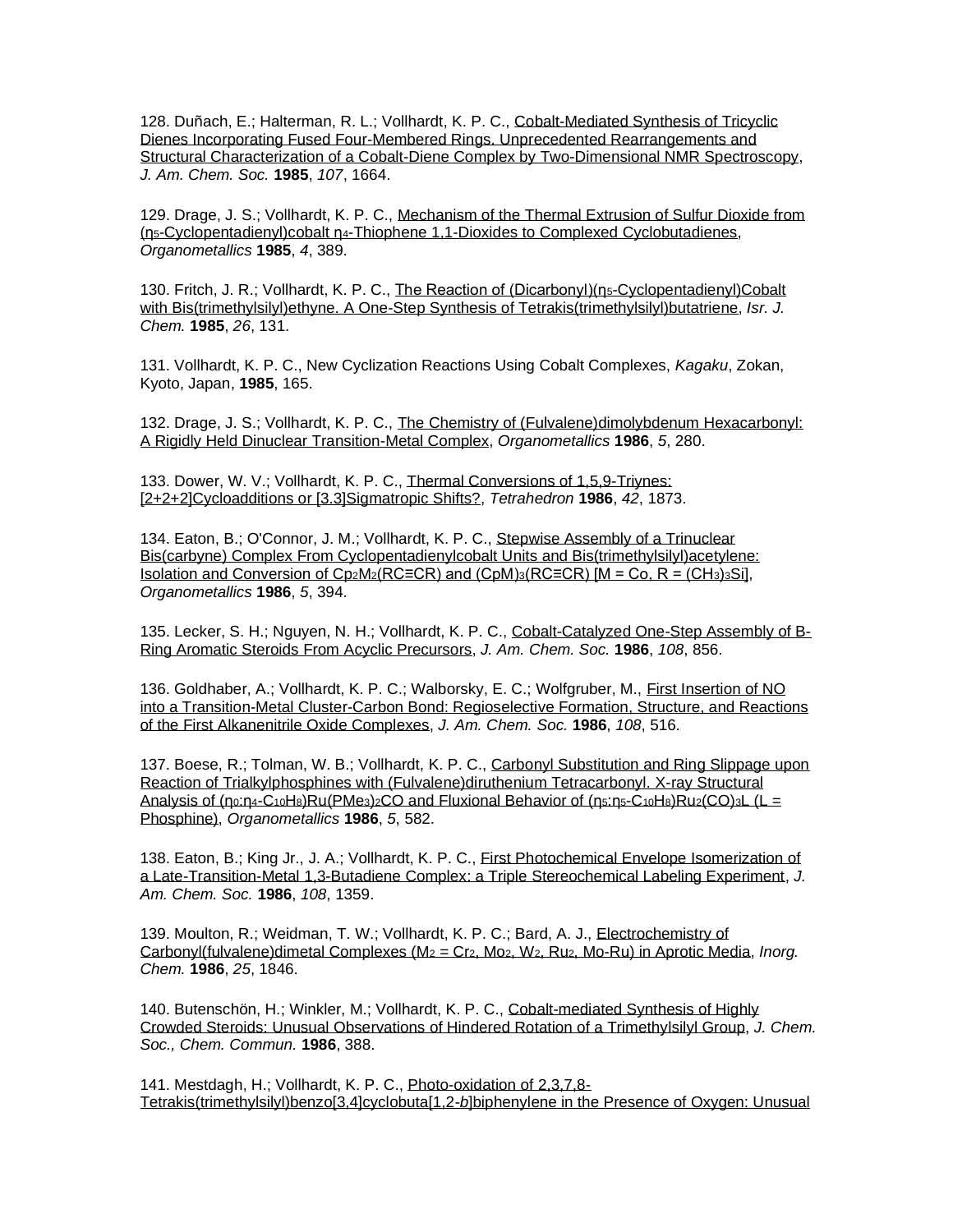128. Duñach, E.; Halterman, R. L.; Vollhardt, K. P. C., Cobalt-Mediated Synthesis of Tricyclic Dienes Incorporating Fused Four-Membered Rings. Unprecedented Rearrangements and Structural Characterization of a Cobalt-Diene Complex by Two-Dimensional NMR Spectroscopy, *J. Am. Chem. Soc.* **1985**, *107*, 1664.

129. Drage, J. S.; Vollhardt, K. P. C., Mechanism of the Thermal Extrusion of Sulfur Dioxide from ($\eta_5$-Cyclopentadienyl)cobalt $\eta_4$-Thiophene 1,1-Dioxides to Complexed Cyclobutadienes, *Organometallics* **1985**, *4*, 389.

130. Fritch, J. R.; Vollhardt, K. P. C., The Reaction of (Dicarbonyl)($\eta_5$-Cyclopentadienyl)Cobalt with Bis(trimethylsilyl)ethyne. A One-Step Synthesis of Tetrakis(trimethylsilyl)butatriene, *Isr. J. Chem.* **1985**, *26*, 131.

131. Vollhardt, K. P. C., New Cyclization Reactions Using Cobalt Complexes, *Kagaku*, Zokan, Kyoto, Japan, **1985**, 165.

132. Drage, J. S.; Vollhardt, K. P. C., The Chemistry of (Fulvalene)dimolybdenum Hexacarbonyl: A Rigidly Held Dinuclear Transition-Metal Complex, *Organometallics* **1986**, *5*, 280.

133. Dower, W. V.; Vollhardt, K. P. C., Thermal Conversions of 1,5,9-Triynes: [2+2+2]Cycloadditions or [3.3]Sigmatropic Shifts?, *Tetrahedron* **1986**, *42*, 1873.

134. Eaton, B.; O'Connor, J. M.; Vollhardt, K. P. C., Stepwise Assembly of a Trinuclear Bis(carbyne) Complex From Cyclopentadienylcobalt Units and Bis(trimethylsilyl)acetylene: Isolation and Conversion of $Cp_2M_2(RC{\equiv}CR)$ and $(CpM)_3(RC{\equiv}CR)$ [M = Co, R = $(CH_3)_3Si$], *Organometallics* **1986**, *5*, 394.

135. Lecker, S. H.; Nguyen, N. H.; Vollhardt, K. P. C., Cobalt-Catalyzed One-Step Assembly of B-Ring Aromatic Steroids From Acyclic Precursors, *J. Am. Chem. Soc.* **1986**, *108*, 856.

136. Goldhaber, A.; Vollhardt, K. P. C.; Walborsky, E. C.; Wolfgruber, M., First Insertion of NO into a Transition-Metal Cluster-Carbon Bond: Regioselective Formation, Structure, and Reactions of the First Alkanenitrile Oxide Complexes, *J. Am. Chem. Soc.* **1986**, *108*, 516.

137. Boese, R.; Tolman, W. B.; Vollhardt, K. P. C., Carbonyl Substitution and Ring Slippage upon Reaction of Trialkylphosphines with (Fulvalene)diruthenium Tetracarbonyl. X-ray Structural Analysis of ($\eta_0$:$\eta_4$-$C_{10}H_8$)$Ru(PMe_3)_2CO$ and Fluxional Behavior of ($\eta_5$:$\eta_5$-$C_{10}H_8$)$Ru_2(CO)_3L$ (L = Phosphine), *Organometallics* **1986**, *5*, 582.

138. Eaton, B.; King Jr., J. A.; Vollhardt, K. P. C., First Photochemical Envelope Isomerization of a Late-Transition-Metal 1,3-Butadiene Complex: a Triple Stereochemical Labeling Experiment, *J. Am. Chem. Soc.* **1986**, *108*, 1359.

139. Moulton, R.; Weidman, T. W.; Vollhardt, K. P. C.; Bard, A. J., Electrochemistry of Carbonyl(fulvalene)dimetal Complexes ($M_2$ = $Cr_2$, $Mo_2$, $W_2$, $Ru_2$, Mo-Ru) in Aprotic Media, *Inorg. Chem.* **1986**, *25*, 1846.

140. Butenschön, H.; Winkler, M.; Vollhardt, K. P. C., Cobalt-mediated Synthesis of Highly Crowded Steroids: Unusual Observations of Hindered Rotation of a Trimethylsilyl Group, *J. Chem. Soc., Chem. Commun.* **1986**, 388.

141. Mestdagh, H.; Vollhardt, K. P. C., Photo-oxidation of 2,3,7,8-Tetrakis(trimethylsilyl)benzo[3,4]cyclobuta[1,2-*b*]biphenylene in the Presence of Oxygen: Unusual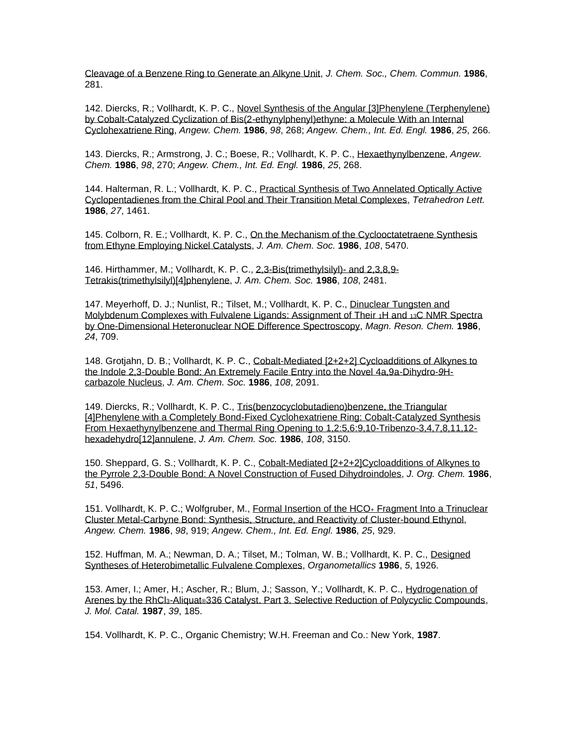Cleavage of a Benzene Ring to Generate an Alkyne Unit, *J. Chem. Soc., Chem. Commun.* **1986**, 281.

142. Diercks, R.; Vollhardt, K. P. C., Novel Synthesis of the Angular [3]Phenylene (Terphenylene) by Cobalt-Catalyzed Cyclization of Bis(2-ethynylphenyl)ethyne: a Molecule With an Internal Cyclohexatriene Ring, *Angew. Chem.* **1986**, *98*, 268; *Angew. Chem., Int. Ed. Engl.* **1986**, *25*, 266.

143. Diercks, R.; Armstrong, J. C.; Boese, R.; Vollhardt, K. P. C., Hexaethynylbenzene, *Angew. Chem.* **1986**, *98*, 270; *Angew. Chem., Int. Ed. Engl.* **1986**, *25*, 268.

144. Halterman, R. L.; Vollhardt, K. P. C., Practical Synthesis of Two Annelated Optically Active Cyclopentadienes from the Chiral Pool and Their Transition Metal Complexes, *Tetrahedron Lett.* **1986**, *27*, 1461.

145. Colborn, R. E.; Vollhardt, K. P. C., On the Mechanism of the Cyclooctatetraene Synthesis from Ethyne Employing Nickel Catalysts, *J. Am. Chem. Soc.* **1986**, *108*, 5470.

146. Hirthammer, M.; Vollhardt, K. P. C., 2,3-Bis(trimethylsilyl)- and 2,3,8,9-Tetrakis(trimethylsilyl)[4]phenylene, *J. Am. Chem. Soc.* **1986**, *108*, 2481.

147. Meyerhoff, D. J.; Nunlist, R.; Tilset, M.; Vollhardt, K. P. C., Dinuclear Tungsten and Molybdenum Complexes with Fulvalene Ligands: Assignment of Their $^{1}H$ and $^{13}C$ NMR Spectra by One-Dimensional Heteronuclear NOE Difference Spectroscopy, *Magn. Reson. Chem.* **1986**, *24*, 709.

148. Grotjahn, D. B.; Vollhardt, K. P. C., Cobalt-Mediated [2+2+2] Cycloadditions of Alkynes to the Indole 2,3-Double Bond: An Extremely Facile Entry into the Novel 4a,9a-Dihydro-9*H*-carbazole Nucleus, *J. Am. Chem. Soc.* **1986**, *108*, 2091.

149. Diercks, R.; Vollhardt, K. P. C., Tris(benzocyclobutadieno)benzene, the Triangular [4]Phenylene with a Completely Bond-Fixed Cyclohexatriene Ring: Cobalt-Catalyzed Synthesis From Hexaethynylbenzene and Thermal Ring Opening to 1,2:5,6:9,10-Tribenzo-3,4,7,8,11,12-hexadehydro[12]annulene, *J. Am. Chem. Soc.* **1986**, *108*, 3150.

150. Sheppard, G. S.; Vollhardt, K. P. C., Cobalt-Mediated [2+2+2]Cycloadditions of Alkynes to the Pyrrole 2,3-Double Bond: A Novel Construction of Fused Dihydroindoles, *J. Org. Chem.* **1986**, *51*, 5496.

151. Vollhardt, K. P. C.; Wolfgruber, M., Formal Insertion of the $HCO^{+}$ Fragment Into a Trinuclear Cluster Metal-Carbyne Bond: Synthesis, Structure, and Reactivity of Cluster-bound Ethynol, *Angew. Chem.* **1986**, *98*, 919; *Angew. Chem., Int. Ed. Engl.* **1986**, *25*, 929.

152. Huffman, M. A.; Newman, D. A.; Tilset, M.; Tolman, W. B.; Vollhardt, K. P. C., Designed Syntheses of Heterobimetallic Fulvalene Complexes, *Organometallics* **1986**, *5*, 1926.

153. Amer, I.; Amer, H.; Ascher, R.; Blum, J.; Sasson, Y.; Vollhardt, K. P. C., Hydrogenation of Arenes by the $RhCl_3$-Aliquat® 336 Catalyst. Part 3. Selective Reduction of Polycyclic Compounds, *J. Mol. Catal.* **1987**, *39*, 185.

154. Vollhardt, K. P. C., Organic Chemistry; W.H. Freeman and Co.: New York, **1987**.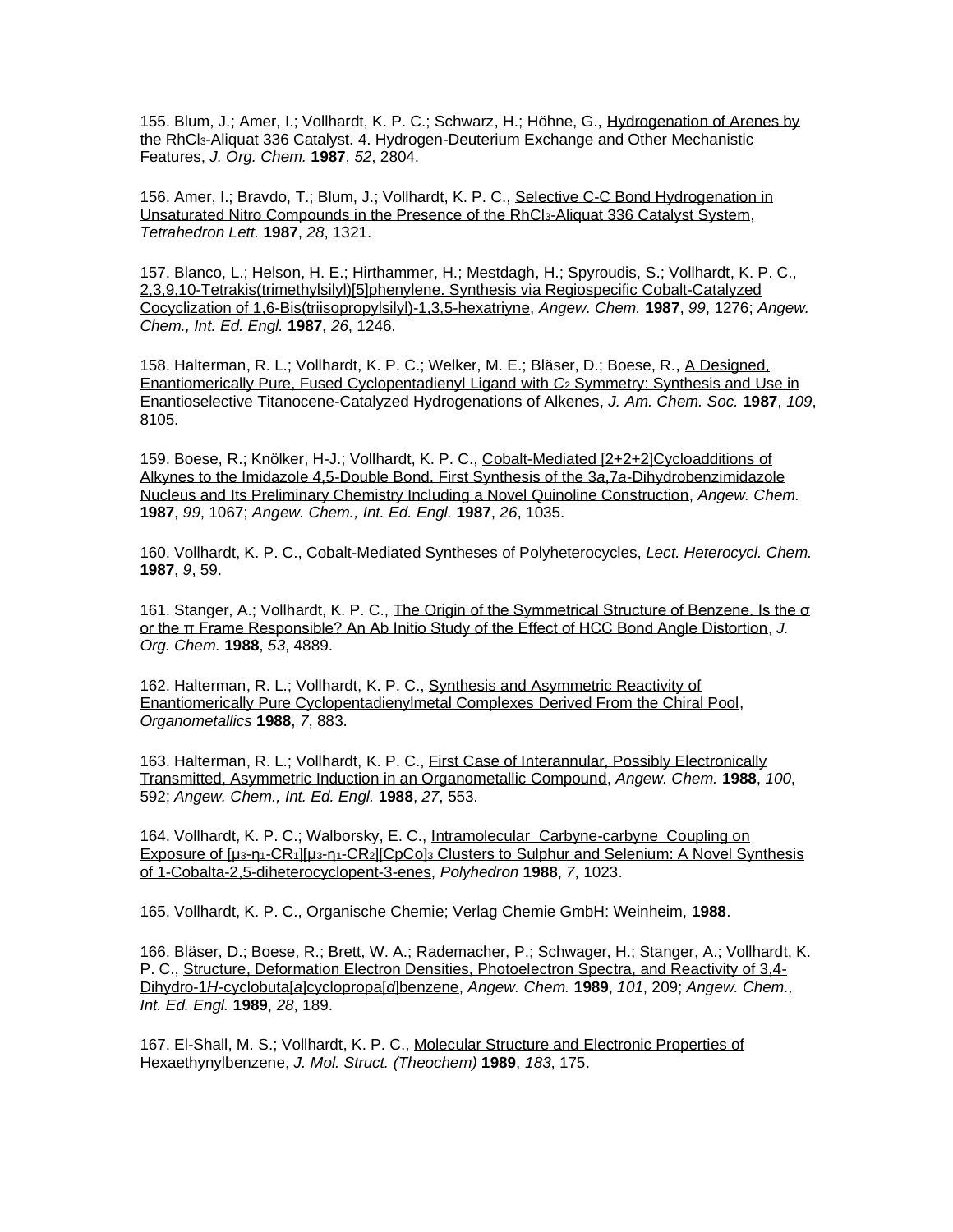155. Blum, J.; Amer, I.; Vollhardt, K. P. C.; Schwarz, H.; Höhne, G., Hydrogenation of Arenes by the $RhCl_3$-Aliquat 336 Catalyst. 4. Hydrogen-Deuterium Exchange and Other Mechanistic Features, *J. Org. Chem.* **1987**, *52*, 2804.

156. Amer, I.; Bravdo, T.; Blum, J.; Vollhardt, K. P. C., Selective C-C Bond Hydrogenation in Unsaturated Nitro Compounds in the Presence of the $RhCl_3$-Aliquat 336 Catalyst System, *Tetrahedron Lett.* **1987**, *28*, 1321.

157. Blanco, L.; Helson, H. E.; Hirthammer, H.; Mestdagh, H.; Spyroudis, S.; Vollhardt, K. P. C., 2,3,9,10-Tetrakis(trimethylsilyl)[5]phenylene. Synthesis via Regiospecific Cobalt-Catalyzed Cocyclization of 1,6-Bis(triisopropylsilyl)-1,3,5-hexatriyne, *Angew. Chem.* **1987**, *99*, 1276; *Angew. Chem., Int. Ed. Engl.* **1987**, *26*, 1246.

158. Halterman, R. L.; Vollhardt, K. P. C.; Welker, M. E.; Bläser, D.; Boese, R., A Designed, Enantiomerically Pure, Fused Cyclopentadienyl Ligand with $C_2$ Symmetry: Synthesis and Use in Enantioselective Titanocene-Catalyzed Hydrogenations of Alkenes, *J. Am. Chem. Soc.* **1987**, *109*, 8105.

159. Boese, R.; Knölker, H-J.; Vollhardt, K. P. C., Cobalt-Mediated [2+2+2]Cycloadditions of Alkynes to the Imidazole 4,5-Double Bond. First Synthesis of the 3*a*,7*a*-Dihydrobenzimidazole Nucleus and Its Preliminary Chemistry Including a Novel Quinoline Construction, *Angew. Chem.* **1987**, *99*, 1067; *Angew. Chem., Int. Ed. Engl.* **1987**, *26*, 1035.

160. Vollhardt, K. P. C., Cobalt-Mediated Syntheses of Polyheterocycles, *Lect. Heterocycl. Chem.* **1987**, *9*, 59.

161. Stanger, A.; Vollhardt, K. P. C., The Origin of the Symmetrical Structure of Benzene. Is the σ or the π Frame Responsible? An Ab Initio Study of the Effect of HCC Bond Angle Distortion, *J. Org. Chem.* **1988**, *53*, 4889.

162. Halterman, R. L.; Vollhardt, K. P. C., Synthesis and Asymmetric Reactivity of Enantiomerically Pure Cyclopentadienylmetal Complexes Derived From the Chiral Pool, *Organometallics* **1988**, *7*, 883.

163. Halterman, R. L.; Vollhardt, K. P. C., First Case of Interannular, Possibly Electronically Transmitted, Asymmetric Induction in an Organometallic Compound, *Angew. Chem.* **1988**, *100*, 592; *Angew. Chem., Int. Ed. Engl.* **1988**, *27*, 553.

164. Vollhardt, K. P. C.; Walborsky, E. C., Intramolecular Carbyne-carbyne Coupling on Exposure of $[\mu_3\text{-}\eta_1\text{-}CR_1][\mu_3\text{-}\eta_1\text{-}CR_2][CpCo]_3$ Clusters to Sulphur and Selenium: A Novel Synthesis of 1-Cobalta-2,5-diheterocyclopent-3-enes, *Polyhedron* **1988**, *7*, 1023.

165. Vollhardt, K. P. C., Organische Chemie; Verlag Chemie GmbH: Weinheim, **1988**.

166. Bläser, D.; Boese, R.; Brett, W. A.; Rademacher, P.; Schwager, H.; Stanger, A.; Vollhardt, K. P. C., Structure, Deformation Electron Densities, Photoelectron Spectra, and Reactivity of 3,4-Dihydro-1*H*-cyclobuta[*a*]cyclopropa[*d*]benzene, *Angew. Chem.* **1989**, *101*, 209; *Angew. Chem., Int. Ed. Engl.* **1989**, *28*, 189.

167. El-Shall, M. S.; Vollhardt, K. P. C., Molecular Structure and Electronic Properties of Hexaethynylbenzene, *J. Mol. Struct. (Theochem)* **1989**, *183*, 175.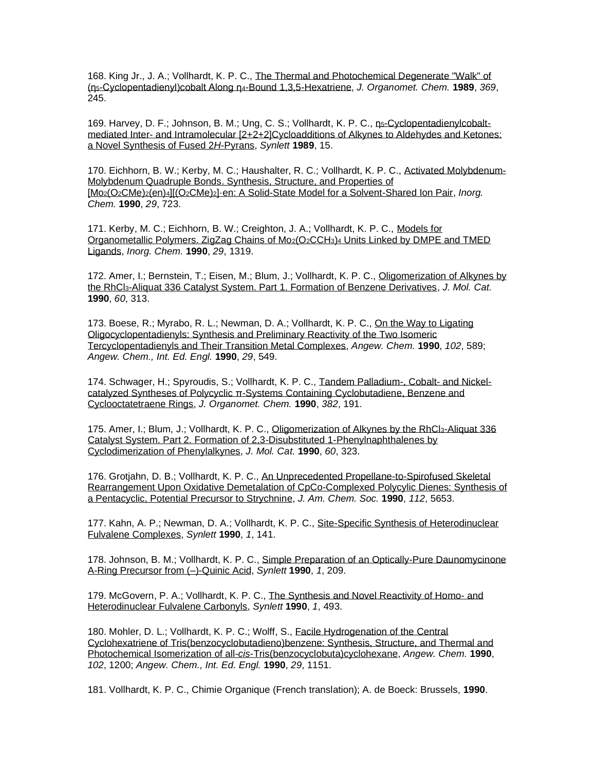168. King Jr., J. A.; Vollhardt, K. P. C., The Thermal and Photochemical Degenerate "Walk" of ($\eta_5$-Cyclopentadienyl)cobalt Along $\eta_4$-Bound 1,3,5-Hexatriene, *J. Organomet. Chem.* **1989**, *369*, 245.

169. Harvey, D. F.; Johnson, B. M.; Ung, C. S.; Vollhardt, K. P. C., $\eta_5$-Cyclopentadienylcobalt-mediated Inter- and Intramolecular [2+2+2]Cycloadditions of Alkynes to Aldehydes and Ketones: a Novel Synthesis of Fused 2*H*-Pyrans, *Synlett* **1989**, 15.

170. Eichhorn, B. W.; Kerby, M. C.; Haushalter, R. C.; Vollhardt, K. P. C., Activated Molybdenum-Molybdenum Quadruple Bonds. Synthesis, Structure, and Properties of [$Mo_2(O_2CMe)_2(en)_4$][$(O_2CMe)_2$]·en: A Solid-State Model for a Solvent-Shared Ion Pair, *Inorg. Chem.* **1990**, *29*, 723.

171. Kerby, M. C.; Eichhorn, B. W.; Creighton, J. A.; Vollhardt, K. P. C., Models for Organometallic Polymers. ZigZag Chains of $Mo_2(O_2CCH_3)_4$ Units Linked by DMPE and TMED Ligands, *Inorg. Chem.* **1990**, *29*, 1319.

172. Amer, I.; Bernstein, T.; Eisen, M.; Blum, J.; Vollhardt, K. P. C., Oligomerization of Alkynes by the $RhCl_3$-Aliquat 336 Catalyst System. Part 1. Formation of Benzene Derivatives, *J. Mol. Cat.* **1990**, *60*, 313.

173. Boese, R.; Myrabo, R. L.; Newman, D. A.; Vollhardt, K. P. C., On the Way to Ligating Oligocyclopentadienyls: Synthesis and Preliminary Reactivity of the Two Isomeric Tercyclopentadienyls and Their Transition Metal Complexes, *Angew. Chem.* **1990**, *102*, 589; *Angew. Chem., Int. Ed. Engl.* **1990**, *29*, 549.

174. Schwager, H.; Spyroudis, S.; Vollhardt, K. P. C., Tandem Palladium-, Cobalt- and Nickel-catalyzed Syntheses of Polycyclic π-Systems Containing Cyclobutadiene, Benzene and Cyclooctatetraene Rings, *J. Organomet. Chem.* **1990**, *382*, 191.

175. Amer, I.; Blum, J.; Vollhardt, K. P. C., Oligomerization of Alkynes by the $RhCl_3$-Aliquat 336 Catalyst System. Part 2. Formation of 2,3-Disubstituted 1-Phenylnaphthalenes by Cyclodimerization of Phenylalkynes, *J. Mol. Cat.* **1990**, *60*, 323.

176. Grotjahn, D. B.; Vollhardt, K. P. C., An Unprecedented Propellane-to-Spirofused Skeletal Rearrangement Upon Oxidative Demetalation of CpCo-Complexed Polycylic Dienes: Synthesis of a Pentacyclic, Potential Precursor to Strychnine, *J. Am. Chem. Soc.* **1990**, *112*, 5653.

177. Kahn, A. P.; Newman, D. A.; Vollhardt, K. P. C., Site-Specific Synthesis of Heterodinuclear Fulvalene Complexes, *Synlett* **1990**, *1*, 141.

178. Johnson, B. M.; Vollhardt, K. P. C., Simple Preparation of an Optically-Pure Daunomycinone A-Ring Precursor from (–)-Quinic Acid, *Synlett* **1990**, *1*, 209.

179. McGovern, P. A.; Vollhardt, K. P. C., The Synthesis and Novel Reactivity of Homo- and Heterodinuclear Fulvalene Carbonyls, *Synlett* **1990**, *1*, 493.

180. Mohler, D. L.; Vollhardt, K. P. C.; Wolff, S., Facile Hydrogenation of the Central Cyclohexatriene of Tris(benzocyclobutadieno)benzene: Synthesis, Structure, and Thermal and Photochemical Isomerization of all-*cis*-Tris(benzocyclobuta)cyclohexane, *Angew. Chem.* **1990**, *102*, 1200; *Angew. Chem., Int. Ed. Engl.* **1990**, *29*, 1151.

181. Vollhardt, K. P. C., Chimie Organique (French translation); A. de Boeck: Brussels, **1990**.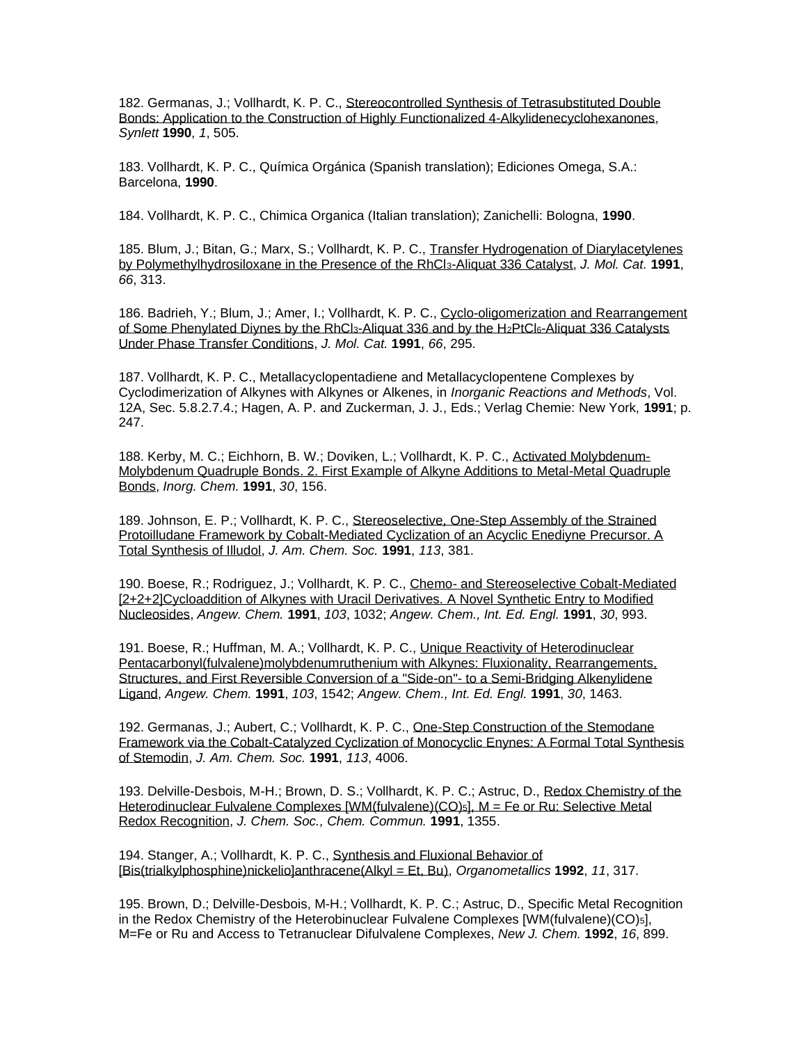182. Germanas, J.; Vollhardt, K. P. C., Stereocontrolled Synthesis of Tetrasubstituted Double Bonds: Application to the Construction of Highly Functionalized 4-Alkylidenecyclohexanones, *Synlett* **1990**, *1*, 505.

183. Vollhardt, K. P. C., Química Orgánica (Spanish translation); Ediciones Omega, S.A.: Barcelona, **1990**.

184. Vollhardt, K. P. C., Chimica Organica (Italian translation); Zanichelli: Bologna, **1990**.

185. Blum, J.; Bitan, G.; Marx, S.; Vollhardt, K. P. C., Transfer Hydrogenation of Diarylacetylenes by Polymethylhydrosiloxane in the Presence of the $RhCl_3$-Aliquat 336 Catalyst, *J. Mol. Cat.* **1991**, *66*, 313.

186. Badrieh, Y.; Blum, J.; Amer, I.; Vollhardt, K. P. C., Cyclo-oligomerization and Rearrangement of Some Phenylated Diynes by the $RhCl_3$-Aliquat 336 and by the $H_2PtCl_6$-Aliquat 336 Catalysts Under Phase Transfer Conditions, *J. Mol. Cat.* **1991**, *66*, 295.

187. Vollhardt, K. P. C., Metallacyclopentadiene and Metallacyclopentene Complexes by Cyclodimerization of Alkynes with Alkynes or Alkenes, in *Inorganic Reactions and Methods*, Vol. 12A, Sec. 5.8.2.7.4.; Hagen, A. P. and Zuckerman, J. J., Eds.; Verlag Chemie: New York, **1991**; p. 247.

188. Kerby, M. C.; Eichhorn, B. W.; Doviken, L.; Vollhardt, K. P. C., Activated Molybdenum-Molybdenum Quadruple Bonds. 2. First Example of Alkyne Additions to Metal-Metal Quadruple Bonds, *Inorg. Chem.* **1991**, *30*, 156.

189. Johnson, E. P.; Vollhardt, K. P. C., Stereoselective, One-Step Assembly of the Strained Protoilludane Framework by Cobalt-Mediated Cyclization of an Acyclic Enediyne Precursor. A Total Synthesis of Illudol, *J. Am. Chem. Soc.* **1991**, *113*, 381.

190. Boese, R.; Rodriguez, J.; Vollhardt, K. P. C., Chemo- and Stereoselective Cobalt-Mediated [2+2+2]Cycloaddition of Alkynes with Uracil Derivatives. A Novel Synthetic Entry to Modified Nucleosides, *Angew. Chem.* **1991**, *103*, 1032; *Angew. Chem., Int. Ed. Engl.* **1991**, *30*, 993.

191. Boese, R.; Huffman, M. A.; Vollhardt, K. P. C., Unique Reactivity of Heterodinuclear Pentacarbonyl(fulvalene)molybdenumruthenium with Alkynes: Fluxionality, Rearrangements, Structures, and First Reversible Conversion of a "Side-on"- to a Semi-Bridging Alkenylidene Ligand, *Angew. Chem.* **1991**, *103*, 1542; *Angew. Chem., Int. Ed. Engl.* **1991**, *30*, 1463.

192. Germanas, J.; Aubert, C.; Vollhardt, K. P. C., One-Step Construction of the Stemodane Framework via the Cobalt-Catalyzed Cyclization of Monocyclic Enynes: A Formal Total Synthesis of Stemodin, *J. Am. Chem. Soc.* **1991**, *113*, 4006.

193. Delville-Desbois, M-H.; Brown, D. S.; Vollhardt, K. P. C.; Astruc, D., Redox Chemistry of the Heterodinuclear Fulvalene Complexes $[WM(fulvalene)(CO)_5]$, M = Fe or Ru: Selective Metal Redox Recognition, *J. Chem. Soc., Chem. Commun.* **1991**, 1355.

194. Stanger, A.; Vollhardt, K. P. C., Synthesis and Fluxional Behavior of [Bis(trialkylphosphine)nickelio]anthracene(Alkyl = Et, Bu), *Organometallics* **1992**, *11*, 317.

195. Brown, D.; Delville-Desbois, M-H.; Vollhardt, K. P. C.; Astruc, D., Specific Metal Recognition in the Redox Chemistry of the Heterobinuclear Fulvalene Complexes $[WM(fulvalene)(CO)_5]$, M=Fe or Ru and Access to Tetranuclear Difulvalene Complexes, *New J. Chem.* **1992**, *16*, 899.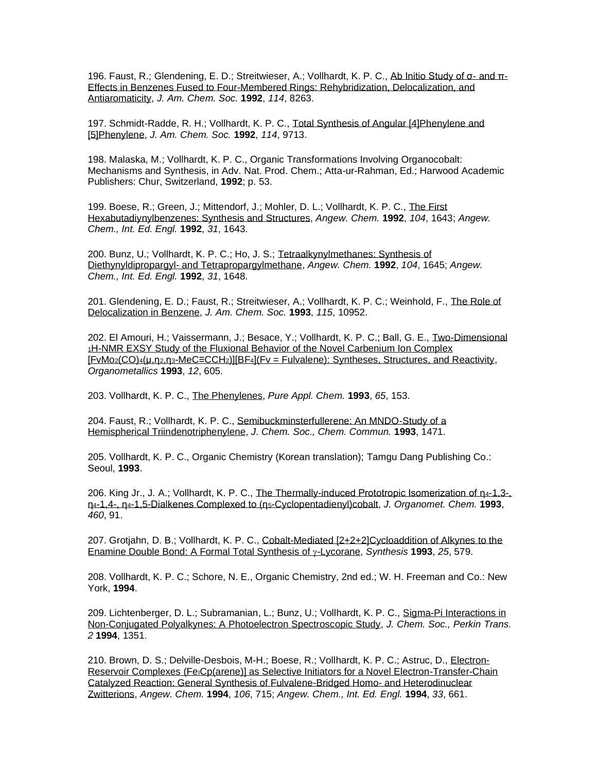196. Faust, R.; Glendening, E. D.; Streitwieser, A.; Vollhardt, K. P. C., Ab Initio Study of σ- and π-Effects in Benzenes Fused to Four-Membered Rings: Rehybridization, Delocalization, and Antiaromaticity, *J. Am. Chem. Soc.* **1992**, *114*, 8263.

197. Schmidt-Radde, R. H.; Vollhardt, K. P. C., Total Synthesis of Angular [4]Phenylene and [5]Phenylene, *J. Am. Chem. Soc.* **1992**, *114*, 9713.

198. Malaska, M.; Vollhardt, K. P. C., Organic Transformations Involving Organocobalt: Mechanisms and Synthesis, in Adv. Nat. Prod. Chem.; Atta-ur-Rahman, Ed.; Harwood Academic Publishers: Chur, Switzerland, **1992**; p. 53.

199. Boese, R.; Green, J.; Mittendorf, J.; Mohler, D. L.; Vollhardt, K. P. C., The First Hexabutadiynylbenzenes: Synthesis and Structures, *Angew. Chem.* **1992**, *104*, 1643; *Angew. Chem., Int. Ed. Engl.* **1992**, *31*, 1643.

200. Bunz, U.; Vollhardt, K. P. C.; Ho, J. S.; Tetraalkynylmethanes: Synthesis of Diethynyldipropargyl- and Tetrapropargylmethane, *Angew. Chem.* **1992**, *104*, 1645; *Angew. Chem., Int. Ed. Engl.* **1992**, *31*, 1648.

201. Glendening, E. D.; Faust, R.; Streitwieser, A.; Vollhardt, K. P. C.; Weinhold, F., The Role of Delocalization in Benzene, *J. Am. Chem. Soc.* **1993**, *115*, 10952.

202. El Amouri, H.; Vaissermann, J.; Besace, Y.; Vollhardt, K. P. C.; Ball, G. E., Two-Dimensional $^1$H-NMR EXSY Study of the Fluxional Behavior of the Novel Carbenium Ion Complex [$FvMo_2(CO)_4(\mu,\eta_2,\eta_3$-MeC≡$CCH_2$)][$BF_4$](Fv = Fulvalene): Syntheses, Structures, and Reactivity, *Organometallics* **1993**, *12*, 605.

203. Vollhardt, K. P. C., The Phenylenes, *Pure Appl. Chem.* **1993**, *65*, 153.

204. Faust, R.; Vollhardt, K. P. C., Semibuckminsterfullerene: An MNDO-Study of a Hemispherical Triindenotriphenylene, *J. Chem. Soc., Chem. Commun.* **1993**, 1471.

205. Vollhardt, K. P. C., Organic Chemistry (Korean translation); Tamgu Dang Publishing Co.: Seoul, **1993**.

206. King Jr., J. A.; Vollhardt, K. P. C., The Thermally-induced Prototropic Isomerization of $\eta_4$-1,3-, $\eta_4$-1,4-, $\eta_4$-1,5-Dialkenes Complexed to ($\eta_5$-Cyclopentadienyl)cobalt, *J. Organomet. Chem.* **1993**, *460*, 91.

207. Grotjahn, D. B.; Vollhardt, K. P. C., Cobalt-Mediated [2+2+2]Cycloaddition of Alkynes to the Enamine Double Bond: A Formal Total Synthesis of γ-Lycorane, *Synthesis* **1993**, *25*, 579.

208. Vollhardt, K. P. C.; Schore, N. E., Organic Chemistry, 2nd ed.; W. H. Freeman and Co.: New York, **1994**.

209. Lichtenberger, D. L.; Subramanian, L.; Bunz, U.; Vollhardt, K. P. C., Sigma-Pi Interactions in Non-Conjugated Polyalkynes: A Photoelectron Spectroscopic Study, *J. Chem. Soc., Perkin Trans. 2* **1994**, 1351.

210. Brown, D. S.; Delville-Desbois, M-H.; Boese, R.; Vollhardt, K. P. C.; Astruc, D., Electron-Reservoir Complexes ($Fe^I$Cp(arene)] as Selective Initiators for a Novel Electron-Transfer-Chain Catalyzed Reaction: General Synthesis of Fulvalene-Bridged Homo- and Heterodinuclear Zwitterions, *Angew. Chem.* **1994**, *106*, 715; *Angew. Chem., Int. Ed. Engl.* **1994**, *33*, 661.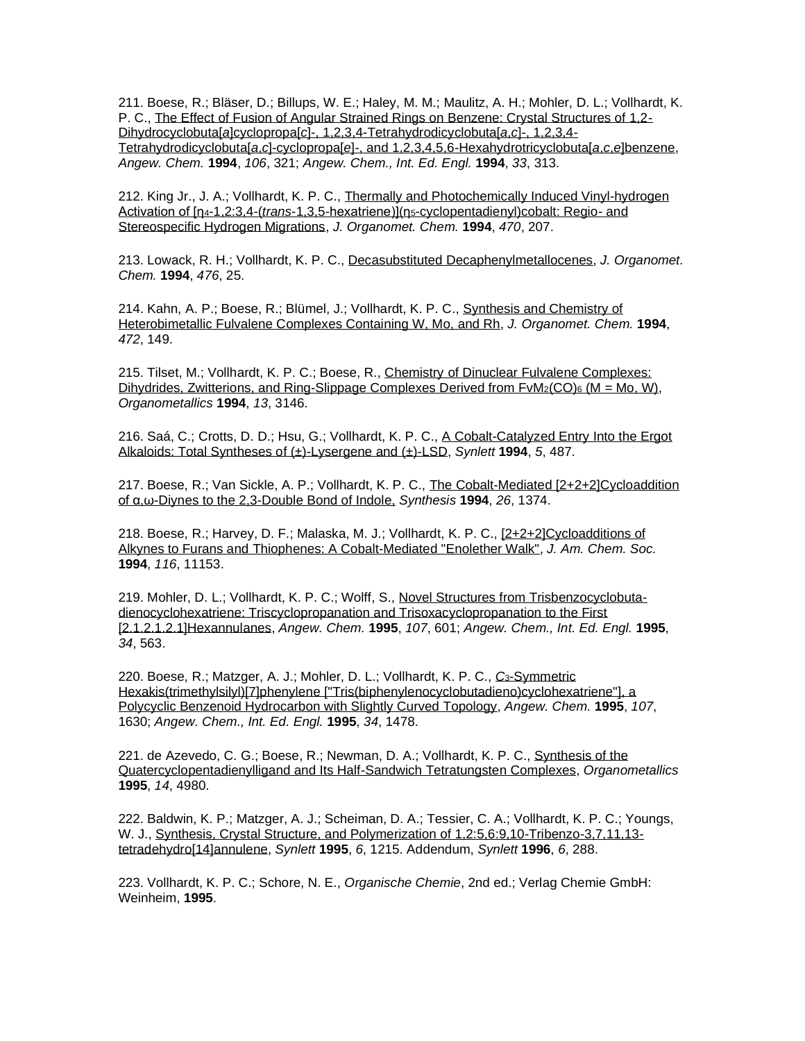211. Boese, R.; Bläser, D.; Billups, W. E.; Haley, M. M.; Maulitz, A. H.; Mohler, D. L.; Vollhardt, K. P. C., The Effect of Fusion of Angular Strained Rings on Benzene: Crystal Structures of 1,2-Dihydrocyclobuta[*a*]cyclopropa[*c*]-, 1,2,3,4-Tetrahydrodicyclobuta[*a*,*c*]-, 1,2,3,4-Tetrahydrodicyclobuta[*a*,*c*]-cyclopropa[*e*]-, and 1,2,3,4,5,6-Hexahydrotricyclobuta[*a*,*c*,*e*]benzene, *Angew. Chem.* **1994**, *106*, 321; *Angew. Chem., Int. Ed. Engl.* **1994**, *33*, 313.

212. King Jr., J. A.; Vollhardt, K. P. C., Thermally and Photochemically Induced Vinyl-hydrogen Activation of [$\eta_4$-1,2:3,4-(*trans*-1,3,5-hexatriene)]($\eta_5$-cyclopentadienyl)cobalt: Regio- and Stereospecific Hydrogen Migrations, *J. Organomet. Chem.* **1994**, *470*, 207.

213. Lowack, R. H.; Vollhardt, K. P. C., Decasubstituted Decaphenylmetallocenes, *J. Organomet. Chem.* **1994**, *476*, 25.

214. Kahn, A. P.; Boese, R.; Blümel, J.; Vollhardt, K. P. C., Synthesis and Chemistry of Heterobimetallic Fulvalene Complexes Containing W, Mo, and Rh, *J. Organomet. Chem.* **1994**, *472*, 149.

215. Tilset, M.; Vollhardt, K. P. C.; Boese, R., Chemistry of Dinuclear Fulvalene Complexes: Dihydrides, Zwitterions, and Ring-Slippage Complexes Derived from $FvM_2(CO)_6$ (M = Mo, W), *Organometallics* **1994**, *13*, 3146.

216. Saá, C.; Crotts, D. D.; Hsu, G.; Vollhardt, K. P. C., A Cobalt-Catalyzed Entry Into the Ergot Alkaloids: Total Syntheses of (±)-Lysergene and (±)-LSD, *Synlett* **1994**, *5*, 487.

217. Boese, R.; Van Sickle, A. P.; Vollhardt, K. P. C., The Cobalt-Mediated [2+2+2]Cycloaddition of α,ω-Diynes to the 2,3-Double Bond of Indole, *Synthesis* **1994**, *26*, 1374.

218. Boese, R.; Harvey, D. F.; Malaska, M. J.; Vollhardt, K. P. C., [2+2+2]Cycloadditions of Alkynes to Furans and Thiophenes: A Cobalt-Mediated "Enolether Walk", *J. Am. Chem. Soc.* **1994**, *116*, 11153.

219. Mohler, D. L.; Vollhardt, K. P. C.; Wolff, S., Novel Structures from Trisbenzocyclobuta-dienocyclohexatriene: Triscyclopropanation and Trisoxacyclopropanation to the First [2.1.2.1.2.1]Hexannulanes, *Angew. Chem.* **1995**, *107*, 601; *Angew. Chem., Int. Ed. Engl.* **1995**, *34*, 563.

220. Boese, R.; Matzger, A. J.; Mohler, D. L.; Vollhardt, K. P. C., $C_3$-Symmetric Hexakis(trimethylsilyl)[7]phenylene ["Tris(biphenylenocyclobutadieno)cyclohexatriene"], a Polycyclic Benzenoid Hydrocarbon with Slightly Curved Topology, *Angew. Chem.* **1995**, *107*, 1630; *Angew. Chem., Int. Ed. Engl.* **1995**, *34*, 1478.

221. de Azevedo, C. G.; Boese, R.; Newman, D. A.; Vollhardt, K. P. C., Synthesis of the Quatercyclopentadienylligand and Its Half-Sandwich Tetratungsten Complexes, *Organometallics* **1995**, *14*, 4980.

222. Baldwin, K. P.; Matzger, A. J.; Scheiman, D. A.; Tessier, C. A.; Vollhardt, K. P. C.; Youngs, W. J., Synthesis, Crystal Structure, and Polymerization of 1,2:5,6:9,10-Tribenzo-3,7,11,13-tetradehydro[14]annulene, *Synlett* **1995**, *6*, 1215. Addendum, *Synlett* **1996**, *6*, 288.

223. Vollhardt, K. P. C.; Schore, N. E., *Organische Chemie*, 2nd ed.; Verlag Chemie GmbH: Weinheim, **1995**.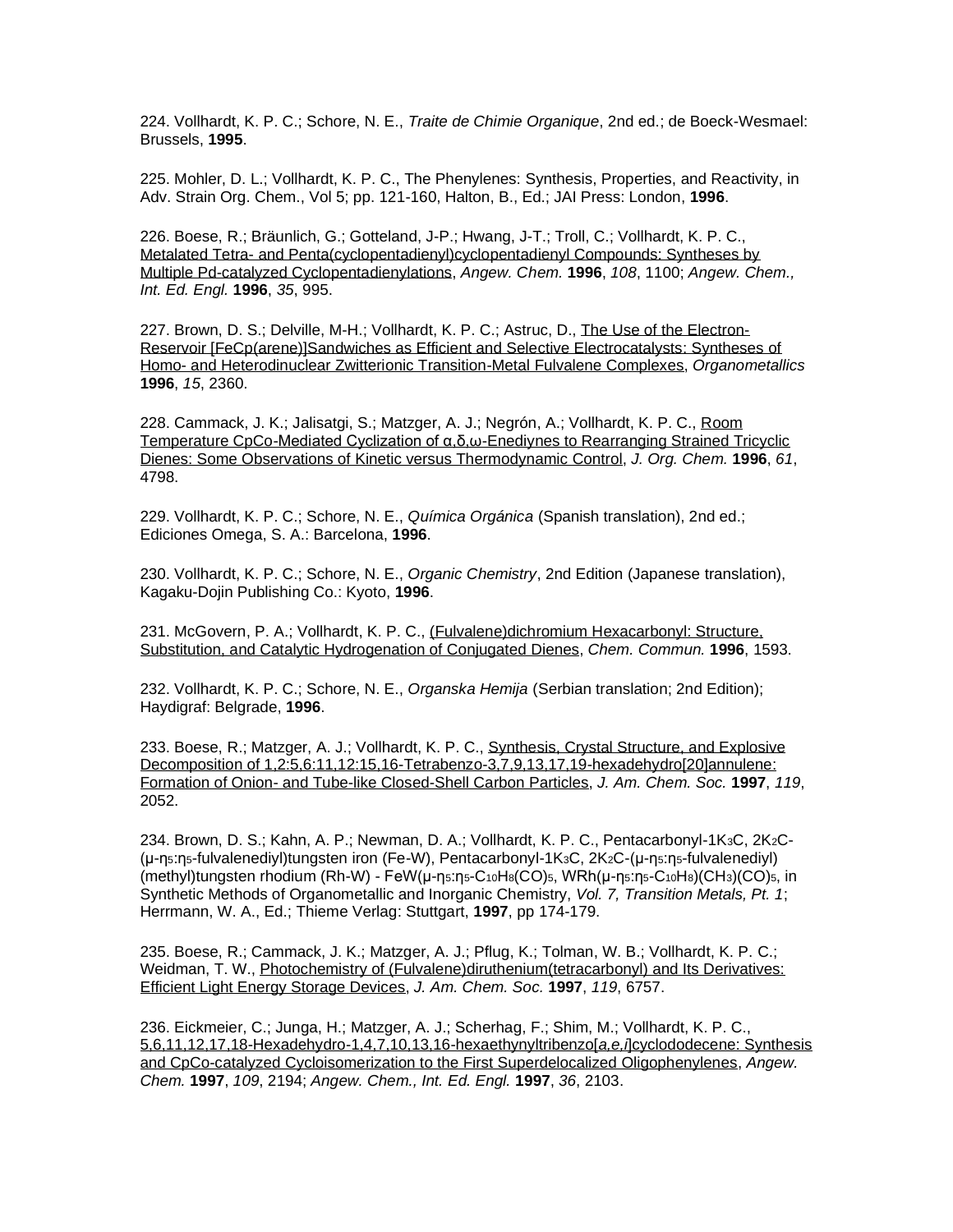224. Vollhardt, K. P. C.; Schore, N. E., *Traite de Chimie Organique*, 2nd ed.; de Boeck-Wesmael: Brussels, **1995**.

225. Mohler, D. L.; Vollhardt, K. P. C., The Phenylenes: Synthesis, Properties, and Reactivity, in Adv. Strain Org. Chem., Vol 5; pp. 121-160, Halton, B., Ed.; JAI Press: London, **1996**.

226. Boese, R.; Bräunlich, G.; Gotteland, J-P.; Hwang, J-T.; Troll, C.; Vollhardt, K. P. C., Metalated Tetra- and Penta(cyclopentadienyl)cyclopentadienyl Compounds: Syntheses by Multiple Pd-catalyzed Cyclopentadienylations, *Angew. Chem.* **1996**, *108*, 1100; *Angew. Chem., Int. Ed. Engl.* **1996**, *35*, 995.

227. Brown, D. S.; Delville, M-H.; Vollhardt, K. P. C.; Astruc, D., The Use of the Electron-Reservoir [FeCp(arene)]Sandwiches as Efficient and Selective Electrocatalysts: Syntheses of Homo- and Heterodinuclear Zwitterionic Transition-Metal Fulvalene Complexes, *Organometallics* **1996**, *15*, 2360.

228. Cammack, J. K.; Jalisatgi, S.; Matzger, A. J.; Negrón, A.; Vollhardt, K. P. C., Room Temperature CpCo-Mediated Cyclization of α,δ,ω-Enediynes to Rearranging Strained Tricyclic Dienes: Some Observations of Kinetic versus Thermodynamic Control, *J. Org. Chem.* **1996**, *61*, 4798.

229. Vollhardt, K. P. C.; Schore, N. E., *Química Orgánica* (Spanish translation), 2nd ed.; Ediciones Omega, S. A.: Barcelona, **1996**.

230. Vollhardt, K. P. C.; Schore, N. E., *Organic Chemistry*, 2nd Edition (Japanese translation), Kagaku-Dojin Publishing Co.: Kyoto, **1996**.

231. McGovern, P. A.; Vollhardt, K. P. C., (Fulvalene)dichromium Hexacarbonyl: Structure, Substitution, and Catalytic Hydrogenation of Conjugated Dienes, *Chem. Commun.* **1996**, 1593.

232. Vollhardt, K. P. C.; Schore, N. E., *Organska Hemija* (Serbian translation; 2nd Edition); Haydigraf: Belgrade, **1996**.

233. Boese, R.; Matzger, A. J.; Vollhardt, K. P. C., Synthesis, Crystal Structure, and Explosive Decomposition of 1,2:5,6:11,12:15,16-Tetrabenzo-3,7,9,13,17,19-hexadehydro[20]annulene: Formation of Onion- and Tube-like Closed-Shell Carbon Particles, *J. Am. Chem. Soc.* **1997**, *119*, 2052.

234. Brown, D. S.; Kahn, A. P.; Newman, D. A.; Vollhardt, K. P. C., Pentacarbonyl-1$K_3$C, 2$K_2$C-(μ-$\eta^5$:$\eta^5$-fulvalenediyl)tungsten iron (Fe-W), Pentacarbonyl-1$K_3$C, 2$K_2$C-(μ-$\eta^5$:$\eta^5$-fulvalenediyl)(methyl)tungsten rhodium (Rh-W) - FeW(μ-$\eta^5$:$\eta^5$-$C_{10}H_8$)(CO)$_5$, WRh(μ-$\eta^5$:$\eta^5$-$C_{10}H_8$)($CH_3$)(CO)$_5$, in Synthetic Methods of Organometallic and Inorganic Chemistry, *Vol. 7, Transition Metals, Pt. 1*; Herrmann, W. A., Ed.; Thieme Verlag: Stuttgart, **1997**, pp 174-179.

235. Boese, R.; Cammack, J. K.; Matzger, A. J.; Pflug, K.; Tolman, W. B.; Vollhardt, K. P. C.; Weidman, T. W., Photochemistry of (Fulvalene)diruthenium(tetracarbonyl) and Its Derivatives: Efficient Light Energy Storage Devices, *J. Am. Chem. Soc.* **1997**, *119*, 6757.

236. Eickmeier, C.; Junga, H.; Matzger, A. J.; Scherhag, F.; Shim, M.; Vollhardt, K. P. C., 5,6,11,12,17,18-Hexadehydro-1,4,7,10,13,16-hexaethynyltribenzo[*a,e,i*]cyclododecene: Synthesis and CpCo-catalyzed Cycloisomerization to the First Superdelocalized Oligophenylenes, *Angew. Chem.* **1997**, *109*, 2194; *Angew. Chem., Int. Ed. Engl.* **1997**, *36*, 2103.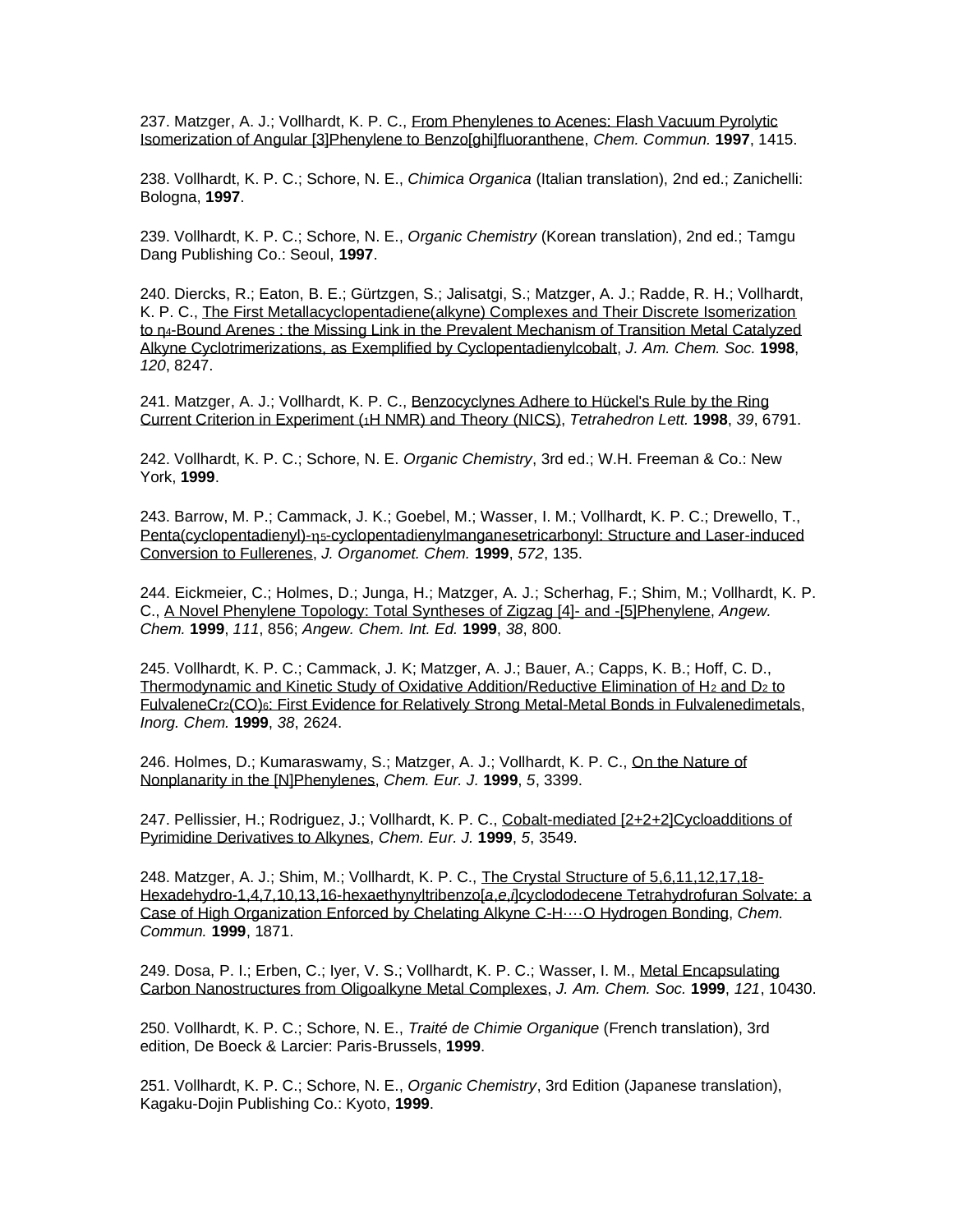237. Matzger, A. J.; Vollhardt, K. P. C., From Phenylenes to Acenes: Flash Vacuum Pyrolytic Isomerization of Angular [3]Phenylene to Benzo[ghi]fluoranthene, *Chem. Commun.* **1997**, 1415.

238. Vollhardt, K. P. C.; Schore, N. E., *Chimica Organica* (Italian translation), 2nd ed.; Zanichelli: Bologna, **1997**.

239. Vollhardt, K. P. C.; Schore, N. E., *Organic Chemistry* (Korean translation), 2nd ed.; Tamgu Dang Publishing Co.: Seoul, **1997**.

240. Diercks, R.; Eaton, B. E.; Gürtzgen, S.; Jalisatgi, S.; Matzger, A. J.; Radde, R. H.; Vollhardt, K. P. C., The First Metallacyclopentadiene(alkyne) Complexes and Their Discrete Isomerization to $\eta_4$-Bound Arenes : the Missing Link in the Prevalent Mechanism of Transition Metal Catalyzed Alkyne Cyclotrimerizations, as Exemplified by Cyclopentadienylcobalt, *J. Am. Chem. Soc.* **1998**, *120*, 8247.

241. Matzger, A. J.; Vollhardt, K. P. C., Benzocyclynes Adhere to Hückel's Rule by the Ring Current Criterion in Experiment ($_1$H NMR) and Theory (NICS), *Tetrahedron Lett.* **1998**, *39*, 6791.

242. Vollhardt, K. P. C.; Schore, N. E. *Organic Chemistry*, 3rd ed.; W.H. Freeman & Co.: New York, **1999**.

243. Barrow, M. P.; Cammack, J. K.; Goebel, M.; Wasser, I. M.; Vollhardt, K. P. C.; Drewello, T., Penta(cyclopentadienyl)-$\eta_5$-cyclopentadienylmanganesetricarbonyl: Structure and Laser-induced Conversion to Fullerenes, *J. Organomet. Chem.* **1999**, *572*, 135.

244. Eickmeier, C.; Holmes, D.; Junga, H.; Matzger, A. J.; Scherhag, F.; Shim, M.; Vollhardt, K. P. C., A Novel Phenylene Topology: Total Syntheses of Zigzag [4]- and -[5]Phenylene, *Angew. Chem.* **1999**, *111*, 856; *Angew. Chem. Int. Ed.* **1999**, *38*, 800.

245. Vollhardt, K. P. C.; Cammack, J. K; Matzger, A. J.; Bauer, A.; Capps, K. B.; Hoff, C. D., Thermodynamic and Kinetic Study of Oxidative Addition/Reductive Elimination of $H_2$ and $D_2$ to FulvaleneCr$_2$(CO)$_6$: First Evidence for Relatively Strong Metal-Metal Bonds in Fulvalenedimetals, *Inorg. Chem.* **1999**, *38*, 2624.

246. Holmes, D.; Kumaraswamy, S.; Matzger, A. J.; Vollhardt, K. P. C., On the Nature of Nonplanarity in the [N]Phenylenes, *Chem. Eur. J.* **1999**, *5*, 3399.

247. Pellissier, H.; Rodriguez, J.; Vollhardt, K. P. C., Cobalt-mediated [2+2+2]Cycloadditions of Pyrimidine Derivatives to Alkynes, *Chem. Eur. J.* **1999**, *5*, 3549.

248. Matzger, A. J.; Shim, M.; Vollhardt, K. P. C., The Crystal Structure of 5,6,11,12,17,18-Hexadehydro-1,4,7,10,13,16-hexaethynyltribenzo[*a*,*e*,*i*]cyclododecene Tetrahydrofuran Solvate: a Case of High Organization Enforced by Chelating Alkyne C-H····O Hydrogen Bonding, *Chem. Commun.* **1999**, 1871.

249. Dosa, P. I.; Erben, C.; Iyer, V. S.; Vollhardt, K. P. C.; Wasser, I. M., Metal Encapsulating Carbon Nanostructures from Oligoalkyne Metal Complexes, *J. Am. Chem. Soc.* **1999**, *121*, 10430.

250. Vollhardt, K. P. C.; Schore, N. E., *Traité de Chimie Organique* (French translation), 3rd edition, De Boeck & Larcier: Paris-Brussels, **1999**.

251. Vollhardt, K. P. C.; Schore, N. E., *Organic Chemistry*, 3rd Edition (Japanese translation), Kagaku-Dojin Publishing Co.: Kyoto, **1999**.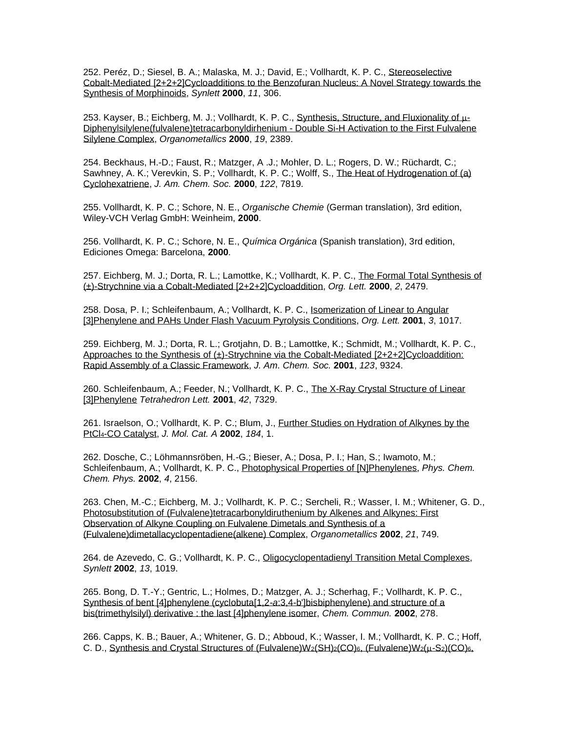252. Peréz, D.; Siesel, B. A.; Malaska, M. J.; David, E.; Vollhardt, K. P. C., Stereoselective Cobalt-Mediated [2+2+2]Cycloadditions to the Benzofuran Nucleus: A Novel Strategy towards the Synthesis of Morphinoids, *Synlett* **2000**, *11*, 306.

253. Kayser, B.; Eichberg, M. J.; Vollhardt, K. P. C., Synthesis, Structure, and Fluxionality of μ-Diphenylsilylene(fulvalene)tetracarbonyldirhenium - Double Si-H Activation to the First Fulvalene Silylene Complex, *Organometallics* **2000**, *19*, 2389.

254. Beckhaus, H.-D.; Faust, R.; Matzger, A .J.; Mohler, D. L.; Rogers, D. W.; Rüchardt, C.; Sawhney, A. K.; Verevkin, S. P.; Vollhardt, K. P. C.; Wolff, S., The Heat of Hydrogenation of (a) Cyclohexatriene, *J. Am. Chem. Soc.* **2000**, *122*, 7819.

255. Vollhardt, K. P. C.; Schore, N. E., *Organische Chemie* (German translation), 3rd edition, Wiley-VCH Verlag GmbH: Weinheim, **2000**.

256. Vollhardt, K. P. C.; Schore, N. E., *Química Orgánica* (Spanish translation), 3rd edition, Ediciones Omega: Barcelona, **2000**.

257. Eichberg, M. J.; Dorta, R. L.; Lamottke, K.; Vollhardt, K. P. C., The Formal Total Synthesis of (±)-Strychnine via a Cobalt-Mediated [2+2+2]Cycloaddition, *Org. Lett.* **2000**, *2*, 2479.

258. Dosa, P. I.; Schleifenbaum, A.; Vollhardt, K. P. C., Isomerization of Linear to Angular [3]Phenylene and PAHs Under Flash Vacuum Pyrolysis Conditions, *Org. Lett.* **2001**, *3*, 1017.

259. Eichberg, M. J.; Dorta, R. L.; Grotjahn, D. B.; Lamottke, K.; Schmidt, M.; Vollhardt, K. P. C., Approaches to the Synthesis of (±)-Strychnine via the Cobalt-Mediated [2+2+2]Cycloaddition: Rapid Assembly of a Classic Framework, *J. Am. Chem. Soc.* **2001**, *123*, 9324.

260. Schleifenbaum, A.; Feeder, N.; Vollhardt, K. P. C., The X-Ray Crystal Structure of Linear [3]Phenylene *Tetrahedron Lett.* **2001**, *42*, 7329.

261. Israelson, O.; Vollhardt, K. P. C.; Blum, J., Further Studies on Hydration of Alkynes by the $PtCl_4$-CO Catalyst, *J. Mol. Cat. A* **2002**, *184*, 1.

262. Dosche, C.; Löhmannsröben, H.-G.; Bieser, A.; Dosa, P. I.; Han, S.; Iwamoto, M.; Schleifenbaum, A.; Vollhardt, K. P. C., Photophysical Properties of [N]Phenylenes, *Phys. Chem. Chem. Phys.* **2002**, *4*, 2156.

263. Chen, M.-C.; Eichberg, M. J.; Vollhardt, K. P. C.; Sercheli, R.; Wasser, I. M.; Whitener, G. D., Photosubstitution of (Fulvalene)tetracarbonyldiruthenium by Alkenes and Alkynes: First Observation of Alkyne Coupling on Fulvalene Dimetals and Synthesis of a (Fulvalene)dimetallacyclopentadiene(alkene) Complex, *Organometallics* **2002**, *21*, 749.

264. de Azevedo, C. G.; Vollhardt, K. P. C., Oligocyclopentadienyl Transition Metal Complexes, *Synlett* **2002**, *13*, 1019.

265. Bong, D. T.-Y.; Gentric, L.; Holmes, D.; Matzger, A. J.; Scherhag, F.; Vollhardt, K. P. C., Synthesis of bent [4]phenylene (cyclobuta[1,2-*a*:3,4-b']bisbiphenylene) and structure of a bis(trimethylsilyl) derivative : the last [4]phenylene isomer, *Chem. Commun.* **2002**, 278.

266. Capps, K. B.; Bauer, A.; Whitener, G. D.; Abboud, K.; Wasser, I. M.; Vollhardt, K. P. C.; Hoff, C. D., Synthesis and Crystal Structures of (Fulvalene)$W_2(SH)_2(CO)_6$, (Fulvalene)$W_2$(μ-$S_2$)$(CO)_6$,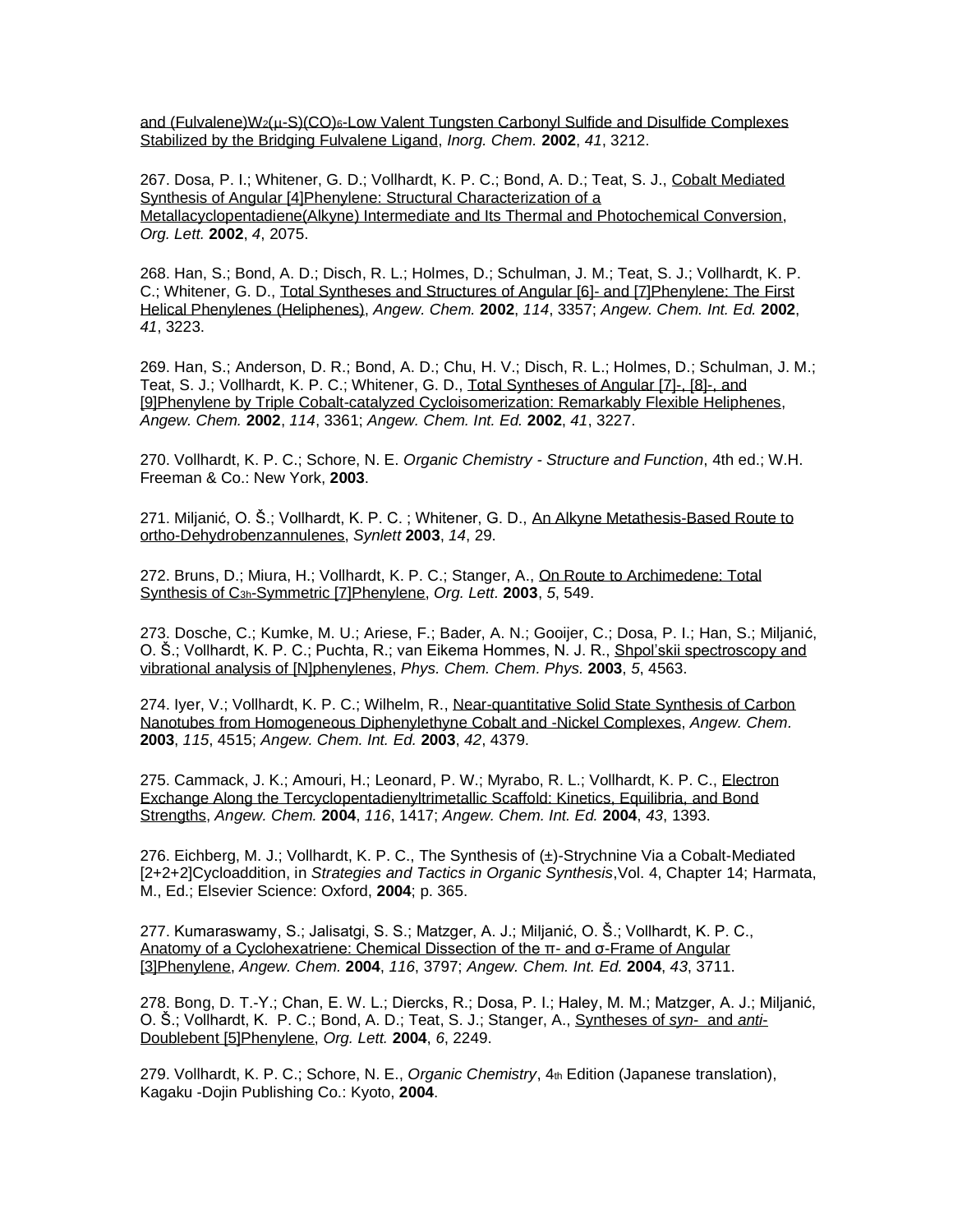and (Fulvalene)$W_2$(μ-S)$(CO)_6$-Low Valent Tungsten Carbonyl Sulfide and Disulfide Complexes Stabilized by the Bridging Fulvalene Ligand, *Inorg. Chem.* **2002**, *41*, 3212.

267. Dosa, P. I.; Whitener, G. D.; Vollhardt, K. P. C.; Bond, A. D.; Teat, S. J., Cobalt Mediated Synthesis of Angular [4]Phenylene: Structural Characterization of a Metallacyclopentadiene(Alkyne) Intermediate and Its Thermal and Photochemical Conversion, *Org. Lett.* **2002**, *4*, 2075.

268. Han, S.; Bond, A. D.; Disch, R. L.; Holmes, D.; Schulman, J. M.; Teat, S. J.; Vollhardt, K. P. C.; Whitener, G. D., Total Syntheses and Structures of Angular [6]- and [7]Phenylene: The First Helical Phenylenes (Heliphenes), *Angew. Chem.* **2002**, *114*, 3357; *Angew. Chem. Int. Ed.* **2002**, *41*, 3223.

269. Han, S.; Anderson, D. R.; Bond, A. D.; Chu, H. V.; Disch, R. L.; Holmes, D.; Schulman, J. M.; Teat, S. J.; Vollhardt, K. P. C.; Whitener, G. D., Total Syntheses of Angular [7]-, [8]-, and [9]Phenylene by Triple Cobalt-catalyzed Cycloisomerization: Remarkably Flexible Heliphenes, *Angew. Chem.* **2002**, *114*, 3361; *Angew. Chem. Int. Ed.* **2002**, *41*, 3227.

270. Vollhardt, K. P. C.; Schore, N. E. *Organic Chemistry - Structure and Function*, 4th ed.; W.H. Freeman & Co.: New York, **2003**.

271. Miljanić, O. Š.; Vollhardt, K. P. C. ; Whitener, G. D., An Alkyne Metathesis-Based Route to ortho-Dehydrobenzannulenes, *Synlett* **2003**, *14*, 29.

272. Bruns, D.; Miura, H.; Vollhardt, K. P. C.; Stanger, A., On Route to Archimedene: Total Synthesis of $C_{3h}$-Symmetric [7]Phenylene, *Org. Lett.* **2003**, *5*, 549.

273. Dosche, C.; Kumke, M. U.; Ariese, F.; Bader, A. N.; Gooijer, C.; Dosa, P. I.; Han, S.; Miljanić, O. Š.; Vollhardt, K. P. C.; Puchta, R.; van Eikema Hommes, N. J. R., Shpol'skii spectroscopy and vibrational analysis of [N]phenylenes, *Phys. Chem. Chem. Phys.* **2003**, *5*, 4563.

274. Iyer, V.; Vollhardt, K. P. C.; Wilhelm, R., Near-quantitative Solid State Synthesis of Carbon Nanotubes from Homogeneous Diphenylethyne Cobalt and -Nickel Complexes, *Angew. Chem.* **2003**, *115*, 4515; *Angew. Chem. Int. Ed.* **2003**, *42*, 4379.

275. Cammack, J. K.; Amouri, H.; Leonard, P. W.; Myrabo, R. L.; Vollhardt, K. P. C., Electron Exchange Along the Tercyclopentadienyltrimetallic Scaffold: Kinetics, Equilibria, and Bond Strengths, *Angew. Chem.* **2004**, *116*, 1417; *Angew. Chem. Int. Ed.* **2004**, *43*, 1393.

276. Eichberg, M. J.; Vollhardt, K. P. C., The Synthesis of (±)-Strychnine Via a Cobalt-Mediated [2+2+2]Cycloaddition, in *Strategies and Tactics in Organic Synthesis*,Vol. 4, Chapter 14; Harmata, M., Ed.; Elsevier Science: Oxford, **2004**; p. 365.

277. Kumaraswamy, S.; Jalisatgi, S. S.; Matzger, A. J.; Miljanić, O. Š.; Vollhardt, K. P. C., Anatomy of a Cyclohexatriene: Chemical Dissection of the π- and σ-Frame of Angular [3]Phenylene, *Angew. Chem.* **2004**, *116*, 3797; *Angew. Chem. Int. Ed.* **2004**, *43*, 3711.

278. Bong, D. T.-Y.; Chan, E. W. L.; Diercks, R.; Dosa, P. I.; Haley, M. M.; Matzger, A. J.; Miljanić, O. Š.; Vollhardt, K. P. C.; Bond, A. D.; Teat, S. J.; Stanger, A., Syntheses of *syn-* and *anti-*Doublebent [5]Phenylene, *Org. Lett.* **2004**, *6*, 2249.

279. Vollhardt, K. P. C.; Schore, N. E., *Organic Chemistry*, 4th Edition (Japanese translation), Kagaku -Dojin Publishing Co.: Kyoto, **2004**.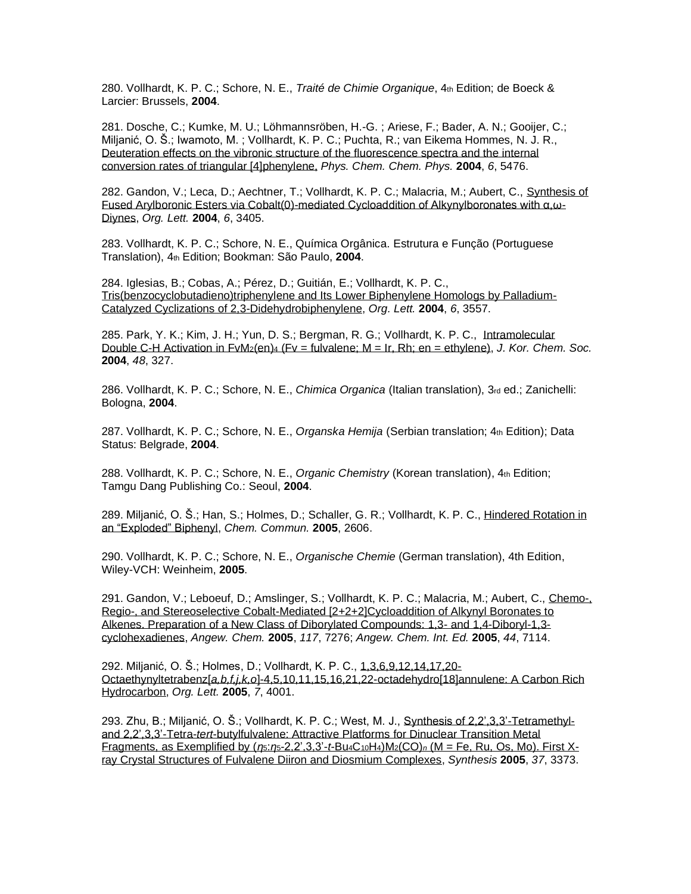280. Vollhardt, K. P. C.; Schore, N. E., *Traité de Chimie Organique*, 4th Edition; de Boeck & Larcier: Brussels, **2004**.

281. Dosche, C.; Kumke, M. U.; Löhmannsröben, H.-G. ; Ariese, F.; Bader, A. N.; Gooijer, C.; Miljanić, O. Š.; Iwamoto, M. ; Vollhardt, K. P. C.; Puchta, R.; van Eikema Hommes, N. J. R., Deuteration effects on the vibronic structure of the fluorescence spectra and the internal conversion rates of triangular [4]phenylene, *Phys. Chem. Chem. Phys.* **2004**, *6*, 5476.

282. Gandon, V.; Leca, D.; Aechtner, T.; Vollhardt, K. P. C.; Malacria, M.; Aubert, C., Synthesis of Fused Arylboronic Esters via Cobalt(0)-mediated Cycloaddition of Alkynylboronates with α,ω-Diynes, *Org. Lett.* **2004**, *6*, 3405.

283. Vollhardt, K. P. C.; Schore, N. E., Química Orgânica. Estrutura e Função (Portuguese Translation), 4th Edition; Bookman: São Paulo, **2004**.

284. Iglesias, B.; Cobas, A.; Pérez, D.; Guitián, E.; Vollhardt, K. P. C., Tris(benzocyclobutadieno)triphenylene and Its Lower Biphenylene Homologs by Palladium-Catalyzed Cyclizations of 2,3-Didehydrobiphenylene, *Org. Lett.* **2004**, *6*, 3557.

285. Park, Y. K.; Kim, J. H.; Yun, D. S.; Bergman, R. G.; Vollhardt, K. P. C., Intramolecular Double C-H Activation in $FvM_2(en)_4$ (Fv = fulvalene; M = Ir, Rh; en = ethylene), *J. Kor. Chem. Soc.* **2004**, *48*, 327.

286. Vollhardt, K. P. C.; Schore, N. E., *Chimica Organica* (Italian translation), 3rd ed.; Zanichelli: Bologna, **2004**.

287. Vollhardt, K. P. C.; Schore, N. E., *Organska Hemija* (Serbian translation; 4th Edition); Data Status: Belgrade, **2004**.

288. Vollhardt, K. P. C.; Schore, N. E., *Organic Chemistry* (Korean translation), 4th Edition; Tamgu Dang Publishing Co.: Seoul, **2004**.

289. Miljanić, O. Š.; Han, S.; Holmes, D.; Schaller, G. R.; Vollhardt, K. P. C., Hindered Rotation in an "Exploded" Biphenyl, *Chem. Commun.* **2005**, 2606.

290. Vollhardt, K. P. C.; Schore, N. E., *Organische Chemie* (German translation), 4th Edition, Wiley-VCH: Weinheim, **2005**.

291. Gandon, V.; Leboeuf, D.; Amslinger, S.; Vollhardt, K. P. C.; Malacria, M.; Aubert, C., Chemo-, Regio-, and Stereoselective Cobalt-Mediated [2+2+2]Cycloaddition of Alkynyl Boronates to Alkenes. Preparation of a New Class of Diborylated Compounds: 1,3- and 1,4-Diboryl-1,3-cyclohexadienes, *Angew. Chem.* **2005**, *117*, 7276; *Angew. Chem. Int. Ed.* **2005**, *44*, 7114.

292. Miljanić, O. Š.; Holmes, D.; Vollhardt, K. P. C., 1,3,6,9,12,14,17,20-Octaethynyltetrabenz[*a,b,f,j,k,o*]-4,5,10,11,15,16,21,22-octadehydro[18]annulene: A Carbon Rich Hydrocarbon, *Org. Lett.* **2005**, *7*, 4001.

293. Zhu, B.; Miljanić, O. Š.; Vollhardt, K. P. C.; West, M. J., Synthesis of 2,2',3,3'-Tetramethyl- and 2,2',3,3'-Tetra-*tert*-butylfulvalene: Attractive Platforms for Dinuclear Transition Metal Fragments, as Exemplified by ($\eta^5$:$\eta^5$-2,2',3,3'-*t*-$Bu_4C_{10}H_4$)$M_2(CO)_n$ (M = Fe, Ru, Os, Mo). First X-ray Crystal Structures of Fulvalene Diiron and Diosmium Complexes, *Synthesis* **2005**, *37*, 3373.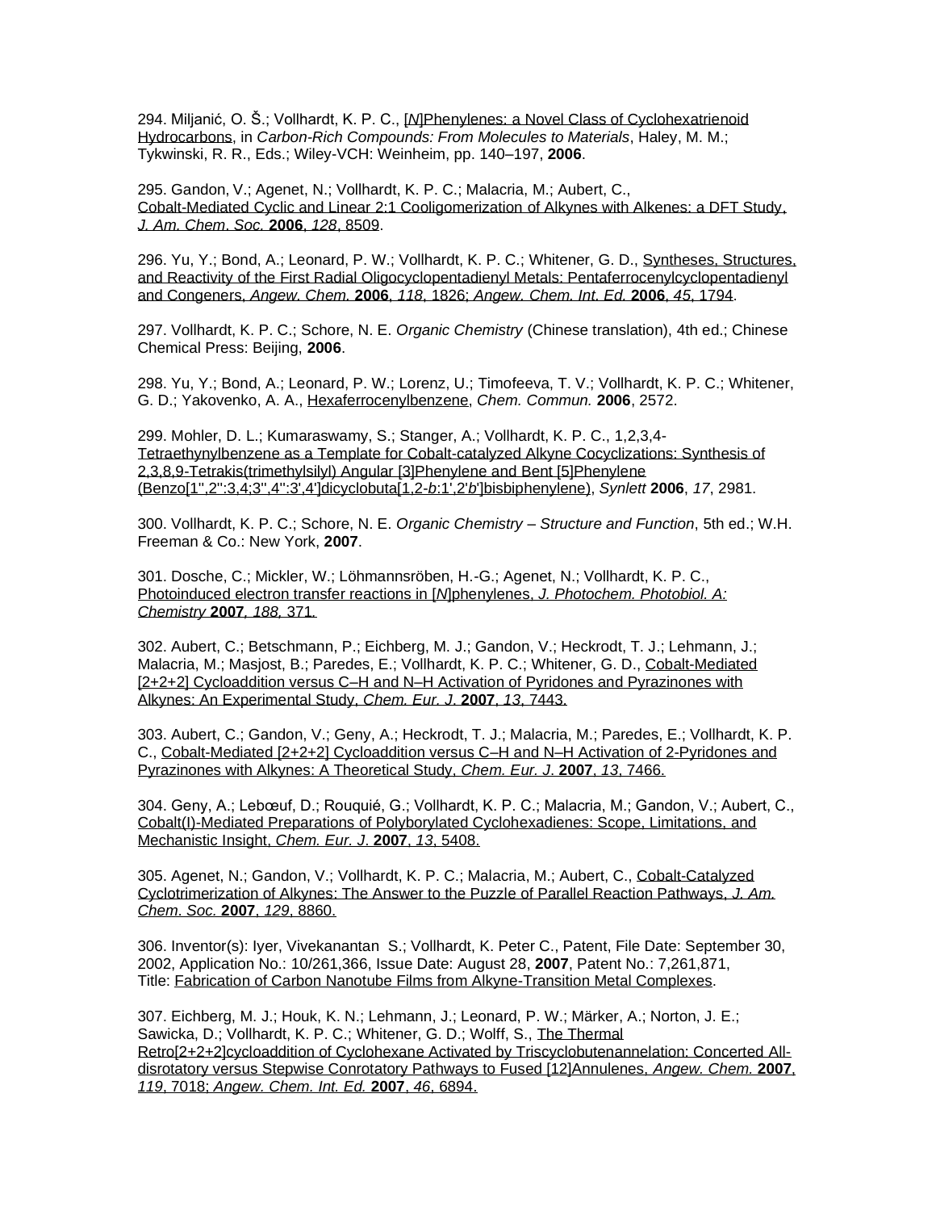294. Miljanić, O. Š.; Vollhardt, K. P. C., [*N*]Phenylenes: a Novel Class of Cyclohexatrienoid Hydrocarbons, in *Carbon-Rich Compounds: From Molecules to Materials*, Haley, M. M.; Tykwinski, R. R., Eds.; Wiley-VCH: Weinheim, pp. 140–197, **2006**.

295. Gandon, V.; Agenet, N.; Vollhardt, K. P. C.; Malacria, M.; Aubert, C., Cobalt-Mediated Cyclic and Linear 2:1 Cooligomerization of Alkynes with Alkenes: a DFT Study, *J. Am. Chem. Soc.* **2006**, *128*, 8509.

296. Yu, Y.; Bond, A.; Leonard, P. W.; Vollhardt, K. P. C.; Whitener, G. D., Syntheses, Structures, and Reactivity of the First Radial Oligocyclopentadienyl Metals: Pentaferrocenylcyclopentadienyl and Congeners, *Angew. Chem.* **2006**, *118*, 1826; *Angew. Chem. Int. Ed.* **2006**, *45*, 1794.

297. Vollhardt, K. P. C.; Schore, N. E. *Organic Chemistry* (Chinese translation), 4th ed.; Chinese Chemical Press: Beijing, **2006**.

298. Yu, Y.; Bond, A.; Leonard, P. W.; Lorenz, U.; Timofeeva, T. V.; Vollhardt, K. P. C.; Whitener, G. D.; Yakovenko, A. A., Hexaferrocenylbenzene, *Chem. Commun.* **2006**, 2572.

299. Mohler, D. L.; Kumaraswamy, S.; Stanger, A.; Vollhardt, K. P. C., 1,2,3,4-Tetraethynylbenzene as a Template for Cobalt-catalyzed Alkyne Cocyclizations: Synthesis of 2,3,8,9-Tetrakis(trimethylsilyl) Angular [3]Phenylene and Bent [5]Phenylene (Benzo[1'',2'':3,4;3'',4'':3',4']dicyclobuta[1,2-*b*:1',2'*b*']bisbiphenylene), *Synlett* **2006**, *17*, 2981.

300. Vollhardt, K. P. C.; Schore, N. E. *Organic Chemistry – Structure and Function*, 5th ed.; W.H. Freeman & Co.: New York, **2007**.

301. Dosche, C.; Mickler, W.; Löhmannsröben, H.-G.; Agenet, N.; Vollhardt, K. P. C., Photoinduced electron transfer reactions in [*N*]phenylenes, *J. Photochem. Photobiol. A: Chemistry* **2007**, *188*, 371.

302. Aubert, C.; Betschmann, P.; Eichberg, M. J.; Gandon, V.; Heckrodt, T. J.; Lehmann, J.; Malacria, M.; Masjost, B.; Paredes, E.; Vollhardt, K. P. C.; Whitener, G. D., Cobalt-Mediated [2+2+2] Cycloaddition versus C–H and N–H Activation of Pyridones and Pyrazinones with Alkynes: An Experimental Study, *Chem. Eur. J.* **2007**, *13*, 7443.

303. Aubert, C.; Gandon, V.; Geny, A.; Heckrodt, T. J.; Malacria, M.; Paredes, E.; Vollhardt, K. P. C., Cobalt-Mediated [2+2+2] Cycloaddition versus C–H and N–H Activation of 2-Pyridones and Pyrazinones with Alkynes: A Theoretical Study, *Chem. Eur. J.* **2007**, *13*, 7466.

304. Geny, A.; Lebœuf, D.; Rouquié, G.; Vollhardt, K. P. C.; Malacria, M.; Gandon, V.; Aubert, C., Cobalt(I)-Mediated Preparations of Polyborylated Cyclohexadienes: Scope, Limitations, and Mechanistic Insight, *Chem. Eur. J.* **2007**, *13*, 5408.

305. Agenet, N.; Gandon, V.; Vollhardt, K. P. C.; Malacria, M.; Aubert, C., Cobalt-Catalyzed Cyclotrimerization of Alkynes: The Answer to the Puzzle of Parallel Reaction Pathways, *J. Am. Chem. Soc.* **2007**, *129*, 8860.

306. Inventor(s): Iyer, Vivekanantan S.; Vollhardt, K. Peter C., Patent, File Date: September 30, 2002, Application No.: 10/261,366, Issue Date: August 28, **2007**, Patent No.: 7,261,871, Title: Fabrication of Carbon Nanotube Films from Alkyne-Transition Metal Complexes.

307. Eichberg, M. J.; Houk, K. N.; Lehmann, J.; Leonard, P. W.; Märker, A.; Norton, J. E.; Sawicka, D.; Vollhardt, K. P. C.; Whitener, G. D.; Wolff, S., The Thermal Retro[2+2+2]cycloaddition of Cyclohexane Activated by Triscyclobutenannelation: Concerted All-disrotatory versus Stepwise Conrotatory Pathways to Fused [12]Annulenes, *Angew. Chem.* **2007**, *119*, 7018; *Angew. Chem. Int. Ed.* **2007**, *46*, 6894.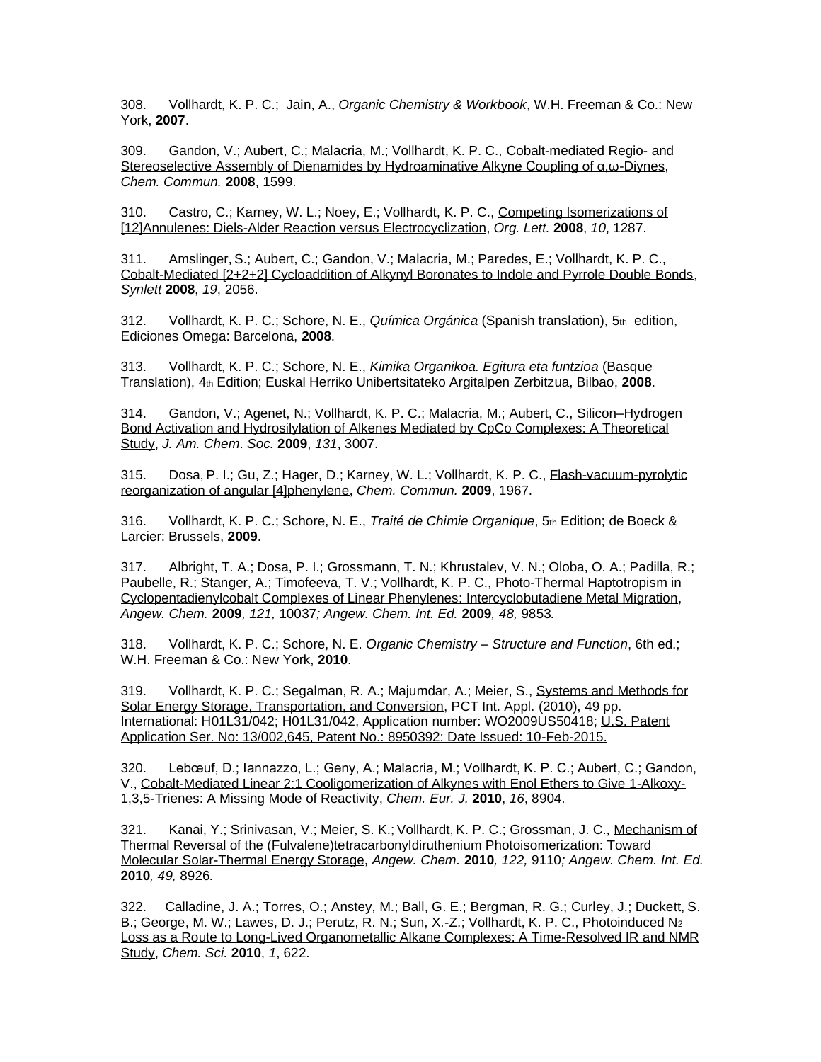308. Vollhardt, K. P. C.; Jain, A., *Organic Chemistry & Workbook*, W.H. Freeman & Co.: New York, **2007**.

309. Gandon, V.; Aubert, C.; Malacria, M.; Vollhardt, K. P. C., Cobalt-mediated Regio- and Stereoselective Assembly of Dienamides by Hydroaminative Alkyne Coupling of α,ω-Diynes, *Chem. Commun.* **2008**, 1599.

310. Castro, C.; Karney, W. L.; Noey, E.; Vollhardt, K. P. C., Competing Isomerizations of [12]Annulenes: Diels-Alder Reaction versus Electrocyclization, *Org. Lett.* **2008**, *10*, 1287.

311. Amslinger, S.; Aubert, C.; Gandon, V.; Malacria, M.; Paredes, E.; Vollhardt, K. P. C., Cobalt-Mediated [2+2+2] Cycloaddition of Alkynyl Boronates to Indole and Pyrrole Double Bonds, *Synlett* **2008**, *19*, 2056.

312. Vollhardt, K. P. C.; Schore, N. E., *Química Orgánica* (Spanish translation), 5th edition, Ediciones Omega: Barcelona, **2008**.

313. Vollhardt, K. P. C.; Schore, N. E., *Kimika Organikoa. Egitura eta funtzioa* (Basque Translation), 4th Edition; Euskal Herriko Unibertsitateko Argitalpen Zerbitzua, Bilbao, **2008**.

314. Gandon, V.; Agenet, N.; Vollhardt, K. P. C.; Malacria, M.; Aubert, C., Silicon–Hydrogen Bond Activation and Hydrosilylation of Alkenes Mediated by CpCo Complexes: A Theoretical Study, *J. Am. Chem. Soc.* **2009**, *131*, 3007.

315. Dosa, P. I.; Gu, Z.; Hager, D.; Karney, W. L.; Vollhardt, K. P. C., Flash-vacuum-pyrolytic reorganization of angular [4]phenylene, *Chem. Commun.* **2009**, 1967.

316. Vollhardt, K. P. C.; Schore, N. E., *Traité de Chimie Organique*, 5th Edition; de Boeck & Larcier: Brussels, **2009**.

317. Albright, T. A.; Dosa, P. I.; Grossmann, T. N.; Khrustalev, V. N.; Oloba, O. A.; Padilla, R.; Paubelle, R.; Stanger, A.; Timofeeva, T. V.; Vollhardt, K. P. C., Photo-Thermal Haptotropism in Cyclopentadienylcobalt Complexes of Linear Phenylenes: Intercyclobutadiene Metal Migration, *Angew. Chem.* **2009**, *121,* 10037; *Angew. Chem. Int. Ed.* **2009**, *48,* 9853.

318. Vollhardt, K. P. C.; Schore, N. E. *Organic Chemistry – Structure and Function*, 6th ed.; W.H. Freeman & Co.: New York, **2010**.

319. Vollhardt, K. P. C.; Segalman, R. A.; Majumdar, A.; Meier, S., Systems and Methods for Solar Energy Storage, Transportation, and Conversion, PCT Int. Appl. (2010), 49 pp. International: H01L31/042; H01L31/042, Application number: WO2009US50418; U.S. Patent Application Ser. No: 13/002,645, Patent No.: 8950392; Date Issued: 10-Feb-2015.

320. Lebœuf, D.; Iannazzo, L.; Geny, A.; Malacria, M.; Vollhardt, K. P. C.; Aubert, C.; Gandon, V., Cobalt-Mediated Linear 2:1 Cooligomerization of Alkynes with Enol Ethers to Give 1-Alkoxy-1,3,5-Trienes: A Missing Mode of Reactivity, *Chem. Eur. J.* **2010**, *16*, 8904.

321. Kanai, Y.; Srinivasan, V.; Meier, S. K.; Vollhardt, K. P. C.; Grossman, J. C., Mechanism of Thermal Reversal of the (Fulvalene)tetracarbonyldiruthenium Photoisomerization: Toward Molecular Solar-Thermal Energy Storage, *Angew. Chem.* **2010**, *122,* 9110; *Angew. Chem. Int. Ed.* **2010**, *49,* 8926.

322. Calladine, J. A.; Torres, O.; Anstey, M.; Ball, G. E.; Bergman, R. G.; Curley, J.; Duckett, S. B.; George, M. W.; Lawes, D. J.; Perutz, R. N.; Sun, X.-Z.; Vollhardt, K. P. C., Photoinduced $N_2$ Loss as a Route to Long-Lived Organometallic Alkane Complexes: A Time-Resolved IR and NMR Study, *Chem. Sci.* **2010**, *1*, 622.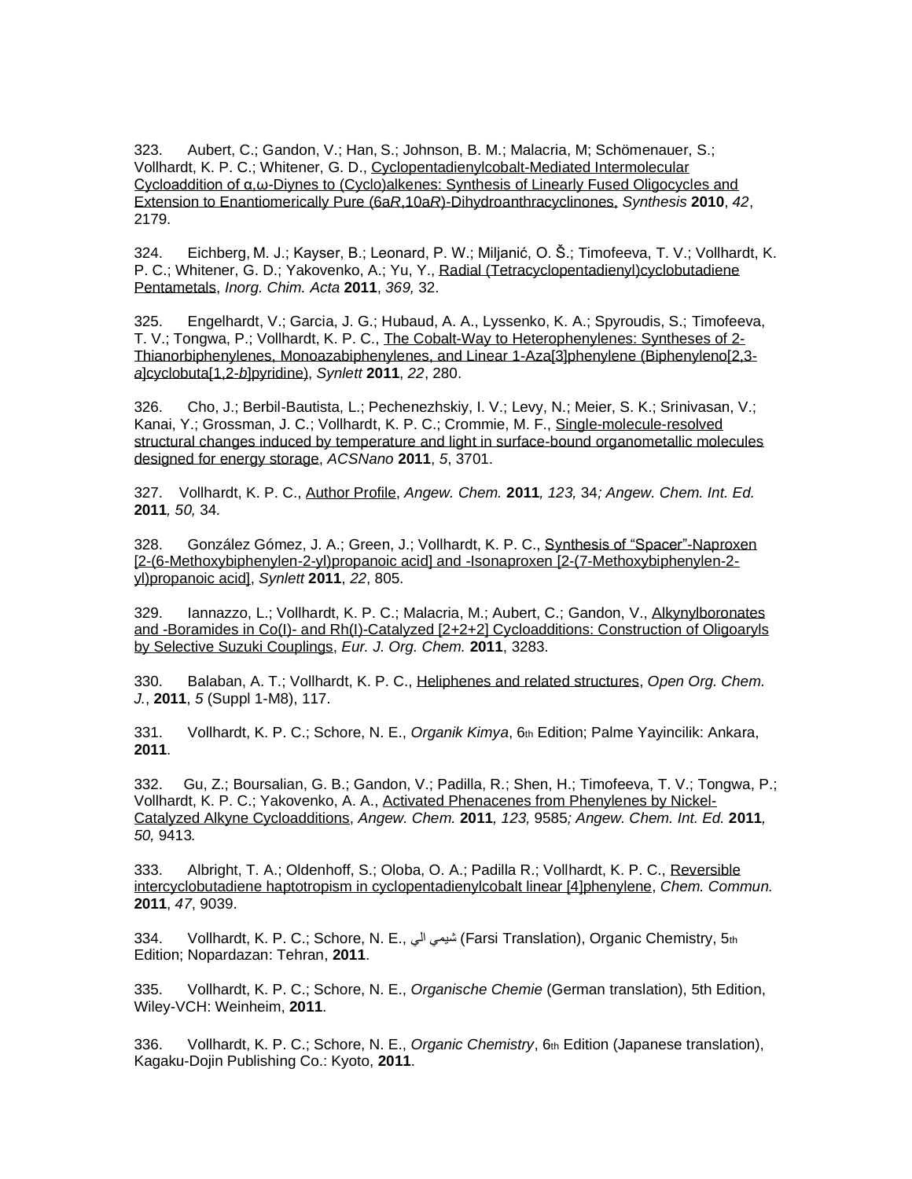323. Aubert, C.; Gandon, V.; Han, S.; Johnson, B. M.; Malacria, M; Schömenauer, S.; Vollhardt, K. P. C.; Whitener, G. D., Cyclopentadienylcobalt-Mediated Intermolecular Cycloaddition of α,ω-Diynes to (Cyclo)alkenes: Synthesis of Linearly Fused Oligocycles and Extension to Enantiomerically Pure (6a*R*,10a*R*)-Dihydroanthracyclinones, *Synthesis* **2010**, *42*, 2179.

324. Eichberg, M. J.; Kayser, B.; Leonard, P. W.; Miljanić, O. Š.; Timofeeva, T. V.; Vollhardt, K. P. C.; Whitener, G. D.; Yakovenko, A.; Yu, Y., Radial (Tetracyclopentadienyl)cyclobutadiene Pentametals, *Inorg. Chim. Acta* **2011**, *369,* 32.

325. Engelhardt, V.; Garcia, J. G.; Hubaud, A. A., Lyssenko, K. A.; Spyroudis, S.; Timofeeva, T. V.; Tongwa, P.; Vollhardt, K. P. C., The Cobalt-Way to Heterophenylenes: Syntheses of 2-Thianorbiphenylenes, Monoazabiphenylenes, and Linear 1-Aza[3]phenylene (Biphenyleno[2,3-*a*]cyclobuta[1,2-*b*]pyridine), *Synlett* **2011**, *22*, 280.

326. Cho, J.; Berbil-Bautista, L.; Pechenezhskiy, I. V.; Levy, N.; Meier, S. K.; Srinivasan, V.; Kanai, Y.; Grossman, J. C.; Vollhardt, K. P. C.; Crommie, M. F., Single-molecule-resolved structural changes induced by temperature and light in surface-bound organometallic molecules designed for energy storage, *ACSNano* **2011**, *5*, 3701.

327. Vollhardt, K. P. C., Author Profile, *Angew. Chem.* **2011***, 123,* 34*; Angew. Chem. Int. Ed.* **2011***, 50,* 34*.*

328. González Gómez, J. A.; Green, J.; Vollhardt, K. P. C., Synthesis of "Spacer"-Naproxen [2-(6-Methoxybiphenylen-2-yl)propanoic acid] and -Isonaproxen [2-(7-Methoxybiphenylen-2-yl)propanoic acid], *Synlett* **2011**, *22*, 805.

329. Iannazzo, L.; Vollhardt, K. P. C.; Malacria, M.; Aubert, C.; Gandon, V., Alkynylboronates and -Boramides in Co(I)- and Rh(I)-Catalyzed [2+2+2] Cycloadditions: Construction of Oligoaryls by Selective Suzuki Couplings, *Eur. J. Org. Chem.* **2011**, 3283.

330. Balaban, A. T.; Vollhardt, K. P. C., Heliphenes and related structures, *Open Org. Chem. J.*, **2011**, *5* (Suppl 1-M8), 117.

331. Vollhardt, K. P. C.; Schore, N. E., *Organik Kimya*, 6th Edition; Palme Yayincilik: Ankara, **2011**.

332. Gu, Z.; Boursalian, G. B.; Gandon, V.; Padilla, R.; Shen, H.; Timofeeva, T. V.; Tongwa, P.; Vollhardt, K. P. C.; Yakovenko, A. A., Activated Phenacenes from Phenylenes by Nickel-Catalyzed Alkyne Cycloadditions, *Angew. Chem.* **2011***, 123,* 9585*; Angew. Chem. Int. Ed.* **2011***, 50,* 9413*.*

333. Albright, T. A.; Oldenhoff, S.; Oloba, O. A.; Padilla R.; Vollhardt, K. P. C., Reversible intercyclobutadiene haptotropism in cyclopentadienylcobalt linear [4]phenylene, *Chem. Commun.* **2011**, *47*, 9039.

334. Vollhardt, K. P. C.; Schore, N. E., شيمي الي (Farsi Translation), Organic Chemistry, 5th Edition; Nopardazan: Tehran, **2011**.

335. Vollhardt, K. P. C.; Schore, N. E., *Organische Chemie* (German translation), 5th Edition, Wiley-VCH: Weinheim, **2011**.

336. Vollhardt, K. P. C.; Schore, N. E., *Organic Chemistry*, 6th Edition (Japanese translation), Kagaku-Dojin Publishing Co.: Kyoto, **2011**.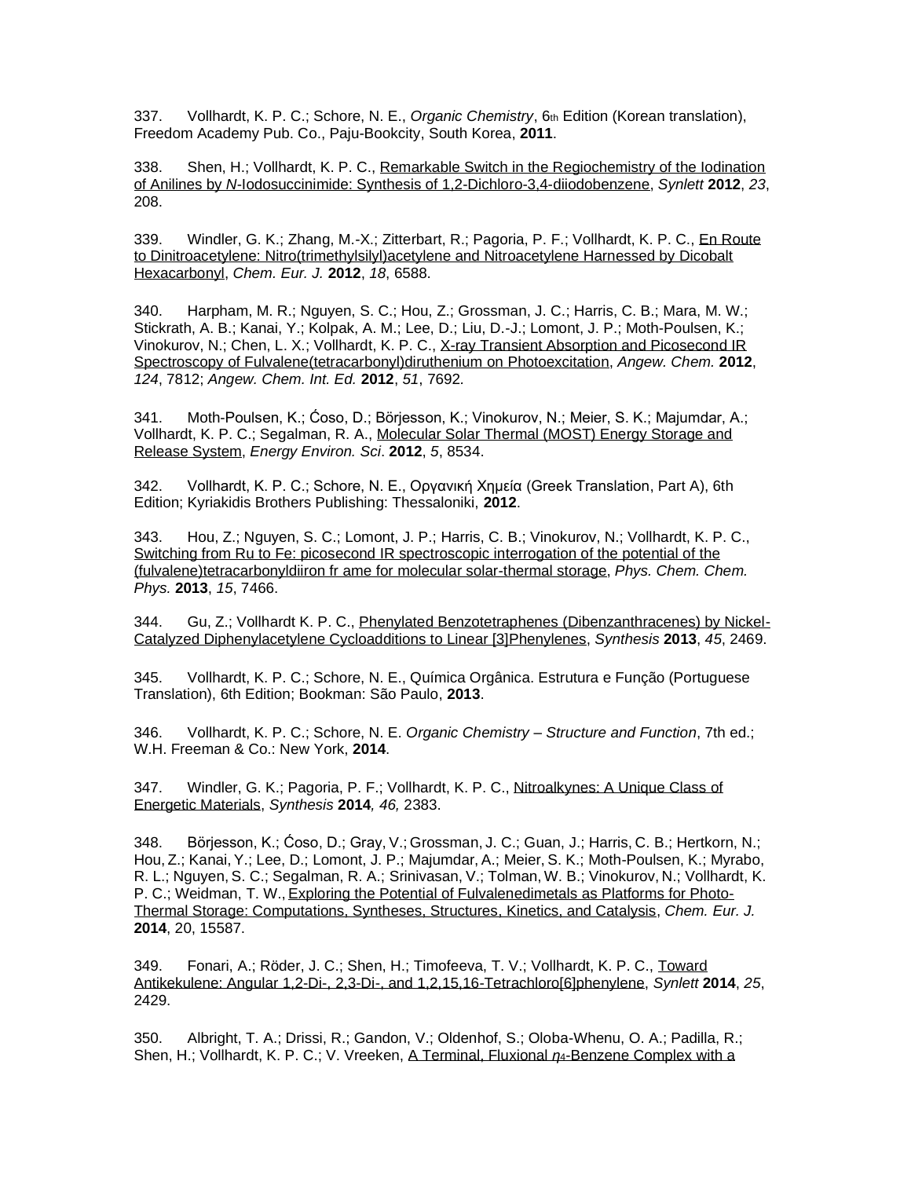337. Vollhardt, K. P. C.; Schore, N. E., *Organic Chemistry*, 6th Edition (Korean translation), Freedom Academy Pub. Co., Paju-Bookcity, South Korea, **2011**.

338. Shen, H.; Vollhardt, K. P. C., Remarkable Switch in the Regiochemistry of the Iodination of Anilines by *N*-Iodosuccinimide: Synthesis of 1,2-Dichloro-3,4-diiodobenzene, *Synlett* **2012**, *23*, 208.

339. Windler, G. K.; Zhang, M.-X.; Zitterbart, R.; Pagoria, P. F.; Vollhardt, K. P. C., En Route to Dinitroacetylene: Nitro(trimethylsilyl)acetylene and Nitroacetylene Harnessed by Dicobalt Hexacarbonyl, *Chem. Eur. J.* **2012**, *18*, 6588.

340. Harpham, M. R.; Nguyen, S. C.; Hou, Z.; Grossman, J. C.; Harris, C. B.; Mara, M. W.; Stickrath, A. B.; Kanai, Y.; Kolpak, A. M.; Lee, D.; Liu, D.-J.; Lomont, J. P.; Moth-Poulsen, K.; Vinokurov, N.; Chen, L. X.; Vollhardt, K. P. C., X-ray Transient Absorption and Picosecond IR Spectroscopy of Fulvalene(tetracarbonyl)diruthenium on Photoexcitation, *Angew. Chem.* **2012**, *124*, 7812; *Angew. Chem. Int. Ed.* **2012**, *51*, 7692.

341. Moth-Poulsen, K.; Ćoso, D.; Börjesson, K.; Vinokurov, N.; Meier, S. K.; Majumdar, A.; Vollhardt, K. P. C.; Segalman, R. A., Molecular Solar Thermal (MOST) Energy Storage and Release System, *Energy Environ. Sci*. **2012**, *5*, 8534.

342. Vollhardt, K. P. C.; Schore, N. E., Οργανική Χημεία (Greek Translation, Part A), 6th Edition; Kyriakidis Brothers Publishing: Thessaloniki, **2012**.

343. Hou, Z.; Nguyen, S. C.; Lomont, J. P.; Harris, C. B.; Vinokurov, N.; Vollhardt, K. P. C., Switching from Ru to Fe: picosecond IR spectroscopic interrogation of the potential of the (fulvalene)tetracarbonyldiiron fr ame for molecular solar-thermal storage, *Phys. Chem. Chem. Phys.* **2013**, *15*, 7466.

344. Gu, Z.; Vollhardt K. P. C., Phenylated Benzotetraphenes (Dibenzanthracenes) by Nickel-Catalyzed Diphenylacetylene Cycloadditions to Linear [3]Phenylenes, *Synthesis* **2013**, *45*, 2469.

345. Vollhardt, K. P. C.; Schore, N. E., Química Orgânica. Estrutura e Função (Portuguese Translation), 6th Edition; Bookman: São Paulo, **2013**.

346. Vollhardt, K. P. C.; Schore, N. E. *Organic Chemistry – Structure and Function*, 7th ed.; W.H. Freeman & Co.: New York, **2014**.

347. Windler, G. K.; Pagoria, P. F.; Vollhardt, K. P. C., Nitroalkynes: A Unique Class of Energetic Materials, *Synthesis* **2014***, 46,* 2383.

348. Börjesson, K.; Ćoso, D.; Gray, V.; Grossman, J. C.; Guan, J.; Harris, C. B.; Hertkorn, N.; Hou, Z.; Kanai, Y.; Lee, D.; Lomont, J. P.; Majumdar, A.; Meier, S. K.; Moth-Poulsen, K.; Myrabo, R. L.; Nguyen, S. C.; Segalman, R. A.; Srinivasan, V.; Tolman, W. B.; Vinokurov, N.; Vollhardt, K. P. C.; Weidman, T. W., Exploring the Potential of Fulvalenedimetals as Platforms for Photo-Thermal Storage: Computations, Syntheses, Structures, Kinetics, and Catalysis, *Chem. Eur. J.* **2014**, 20, 15587.

349. Fonari, A.; Röder, J. C.; Shen, H.; Timofeeva, T. V.; Vollhardt, K. P. C., Toward Antikekulene: Angular 1,2-Di-, 2,3-Di-, and 1,2,15,16-Tetrachloro[6]phenylene, *Synlett* **2014**, *25*, 2429.

350. Albright, T. A.; Drissi, R.; Gandon, V.; Oldenhof, S.; Oloba-Whenu, O. A.; Padilla, R.; Shen, H.; Vollhardt, K. P. C.; V. Vreeken, A Terminal, Fluxional *η*4-Benzene Complex with a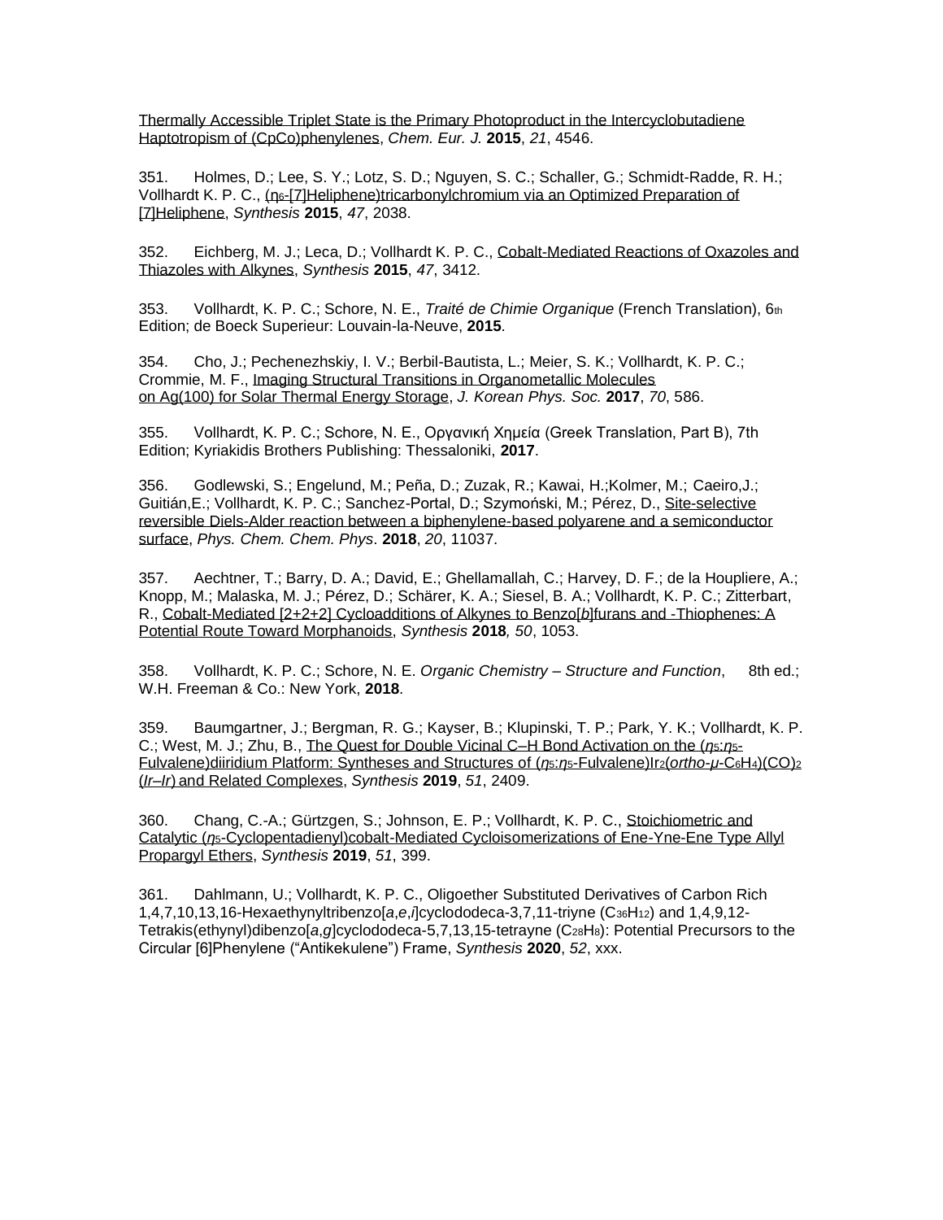Thermally Accessible Triplet State is the Primary Photoproduct in the Intercyclobutadiene Haptotropism of (CpCo)phenylenes, *Chem. Eur. J.* **2015**, *21*, 4546.

351. Holmes, D.; Lee, S. Y.; Lotz, S. D.; Nguyen, S. C.; Schaller, G.; Schmidt-Radde, R. H.; Vollhardt K. P. C., ($\eta_6$-[7]Heliphene)tricarbonylchromium via an Optimized Preparation of [7]Heliphene, *Synthesis* **2015**, *47*, 2038.

352. Eichberg, M. J.; Leca, D.; Vollhardt K. P. C., Cobalt-Mediated Reactions of Oxazoles and Thiazoles with Alkynes, *Synthesis* **2015**, *47*, 3412.

353. Vollhardt, K. P. C.; Schore, N. E., *Traité de Chimie Organique* (French Translation), 6th Edition; de Boeck Superieur: Louvain-la-Neuve, **2015**.

354. Cho, J.; Pechenezhskiy, I. V.; Berbil-Bautista, L.; Meier, S. K.; Vollhardt, K. P. C.; Crommie, M. F., Imaging Structural Transitions in Organometallic Molecules on Ag(100) for Solar Thermal Energy Storage, *J. Korean Phys. Soc.* **2017**, *70*, 586.

355. Vollhardt, K. P. C.; Schore, N. E., Οργανική Χημεία (Greek Translation, Part B), 7th Edition; Kyriakidis Brothers Publishing: Thessaloniki, **2017**.

356. Godlewski, S.; Engelund, M.; Peña, D.; Zuzak, R.; Kawai, H.;Kolmer, M.; Caeiro,J.; Guitián,E.; Vollhardt, K. P. C.; Sanchez-Portal, D.; Szymoński, M.; Pérez, D., Site-selective reversible Diels-Alder reaction between a biphenylene-based polyarene and a semiconductor surface, *Phys. Chem. Chem. Phys*. **2018**, *20*, 11037.

357. Aechtner, T.; Barry, D. A.; David, E.; Ghellamallah, C.; Harvey, D. F.; de la Houpliere, A.; Knopp, M.; Malaska, M. J.; Pérez, D.; Schärer, K. A.; Siesel, B. A.; Vollhardt, K. P. C.; Zitterbart, R., Cobalt-Mediated [2+2+2] Cycloadditions of Alkynes to Benzo[*b*]furans and -Thiophenes: A Potential Route Toward Morphanoids, *Synthesis* **2018**, *50*, 1053.

358. Vollhardt, K. P. C.; Schore, N. E. *Organic Chemistry – Structure and Function*, 8th ed.; W.H. Freeman & Co.: New York, **2018**.

359. Baumgartner, J.; Bergman, R. G.; Kayser, B.; Klupinski, T. P.; Park, Y. K.; Vollhardt, K. P. C.; West, M. J.; Zhu, B., The Quest for Double Vicinal C–H Bond Activation on the ($\eta_5$:$\eta_5$-Fulvalene)diiridium Platform: Syntheses and Structures of ($\eta_5$:$\eta_5$-Fulvalene)$Ir_2$(*ortho*-*μ*-$C_6H_4$)$(CO)_2$(*Ir–Ir*) and Related Complexes, *Synthesis* **2019**, *51*, 2409.

360. Chang, C.-A.; Gürtzgen, S.; Johnson, E. P.; Vollhardt, K. P. C., Stoichiometric and Catalytic ($\eta_5$-Cyclopentadienyl)cobalt-Mediated Cycloisomerizations of Ene-Yne-Ene Type Allyl Propargyl Ethers, *Synthesis* **2019**, *51*, 399.

361. Dahlmann, U.; Vollhardt, K. P. C., Oligoether Substituted Derivatives of Carbon Rich 1,4,7,10,13,16-Hexaethynyltribenzo[*a*,*e*,*i*]cyclododeca-3,7,11-triyne ($C_{36}H_{12}$) and 1,4,9,12-Tetrakis(ethynyl)dibenzo[*a*,*g*]cyclododeca-5,7,13,15-tetrayne ($C_{28}H_8$): Potential Precursors to the Circular [6]Phenylene ("Antikekulene") Frame, *Synthesis* **2020**, *52*, xxx.